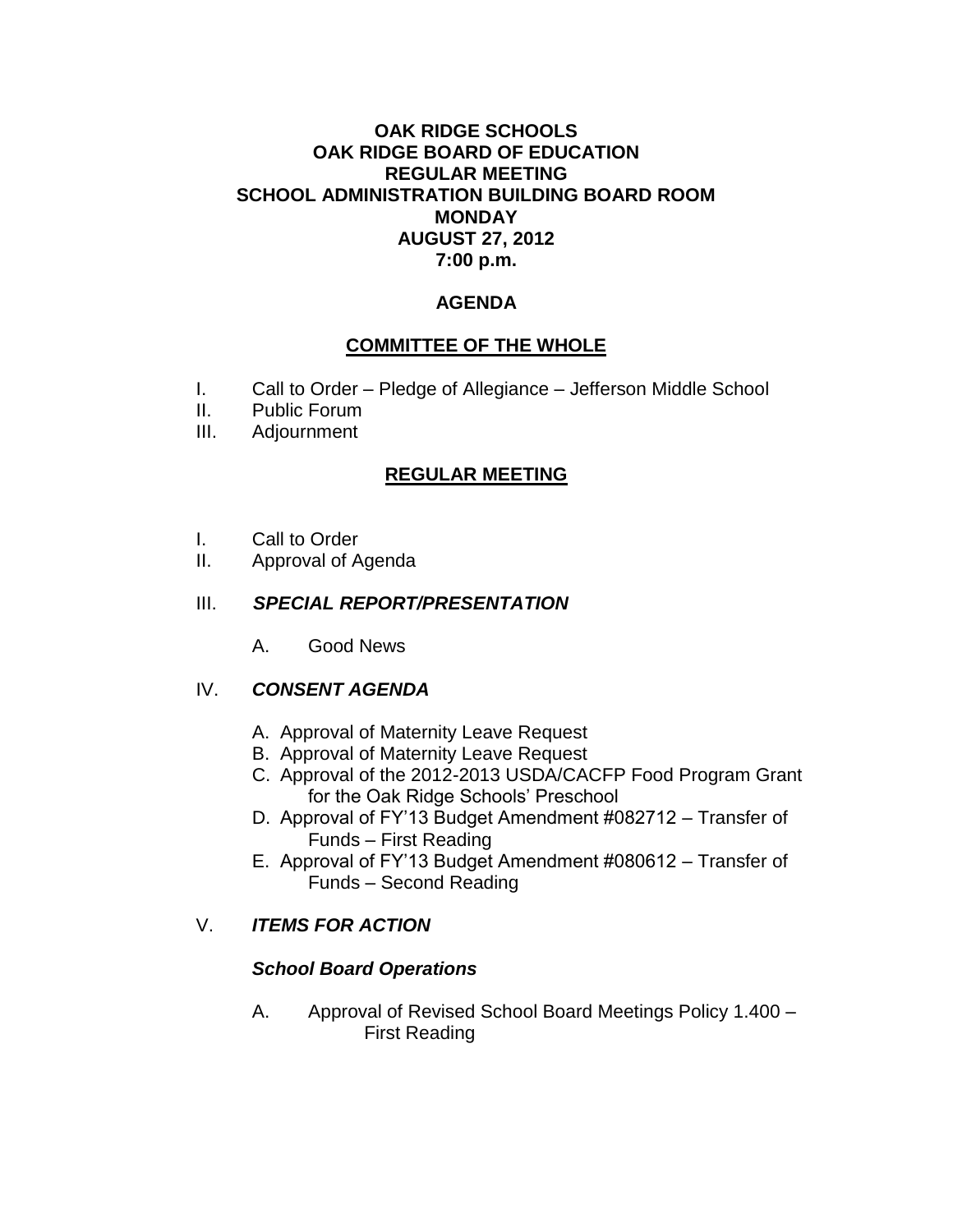# OAK RIDGE SCHOOLS
# OAK RIDGE BOARD OF EDUCATION
# REGULAR MEETING
# SCHOOL ADMINISTRATION BUILDING BOARD ROOM
# MONDAY
# AUGUST 27, 2012
# 7:00 p.m.

## AGENDA

## COMMITTEE OF THE WHOLE

I. Call to Order – Pledge of Allegiance – Jefferson Middle School
II. Public Forum
III. Adjournment

## REGULAR MEETING

I. Call to Order
II. Approval of Agenda

III. ***SPECIAL REPORT/PRESENTATION***

A. Good News

IV. ***CONSENT AGENDA***

A. Approval of Maternity Leave Request
B. Approval of Maternity Leave Request
C. Approval of the 2012-2013 USDA/CACFP Food Program Grant for the Oak Ridge Schools' Preschool
D. Approval of FY'13 Budget Amendment #082712 – Transfer of Funds – First Reading
E. Approval of FY'13 Budget Amendment #080612 – Transfer of Funds – Second Reading

V. ***ITEMS FOR ACTION***

***School Board Operations***

A. Approval of Revised School Board Meetings Policy 1.400 – First Reading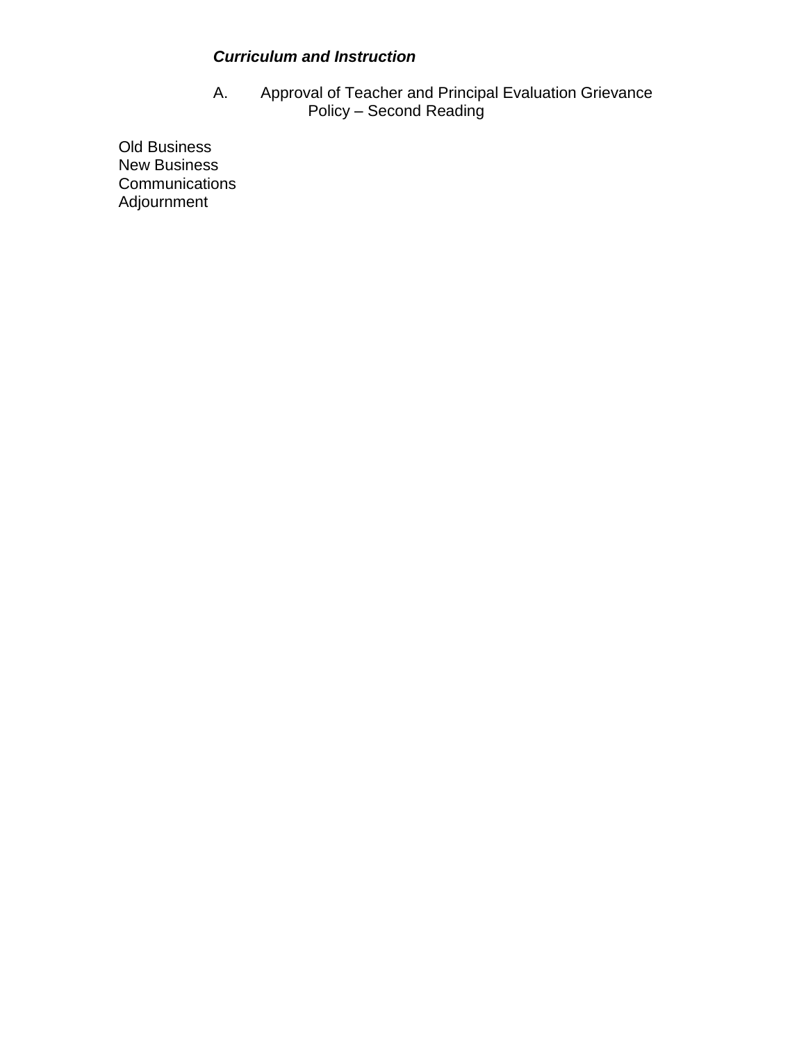***Curriculum and Instruction***

A. Approval of Teacher and Principal Evaluation Grievance Policy – Second Reading

Old Business
New Business
Communications
Adjournment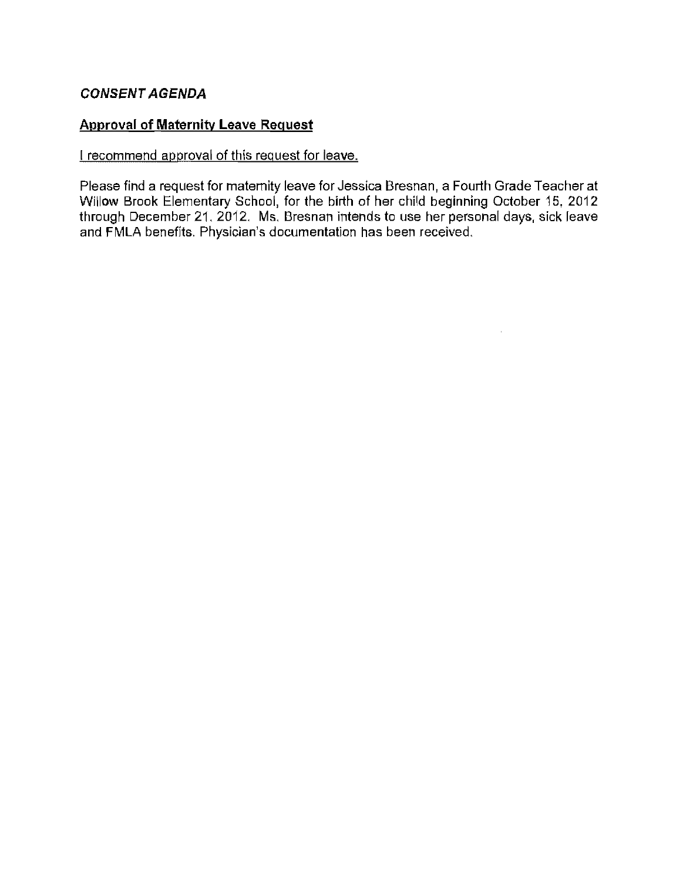## *CONSENT AGENDA*

### Approval of Maternity Leave Request

I recommend approval of this request for leave.

Please find a request for maternity leave for Jessica Bresnan, a Fourth Grade Teacher at Willow Brook Elementary School, for the birth of her child beginning October 15, 2012 through December 21, 2012. Ms. Bresnan intends to use her personal days, sick leave and FMLA benefits. Physician's documentation has been received.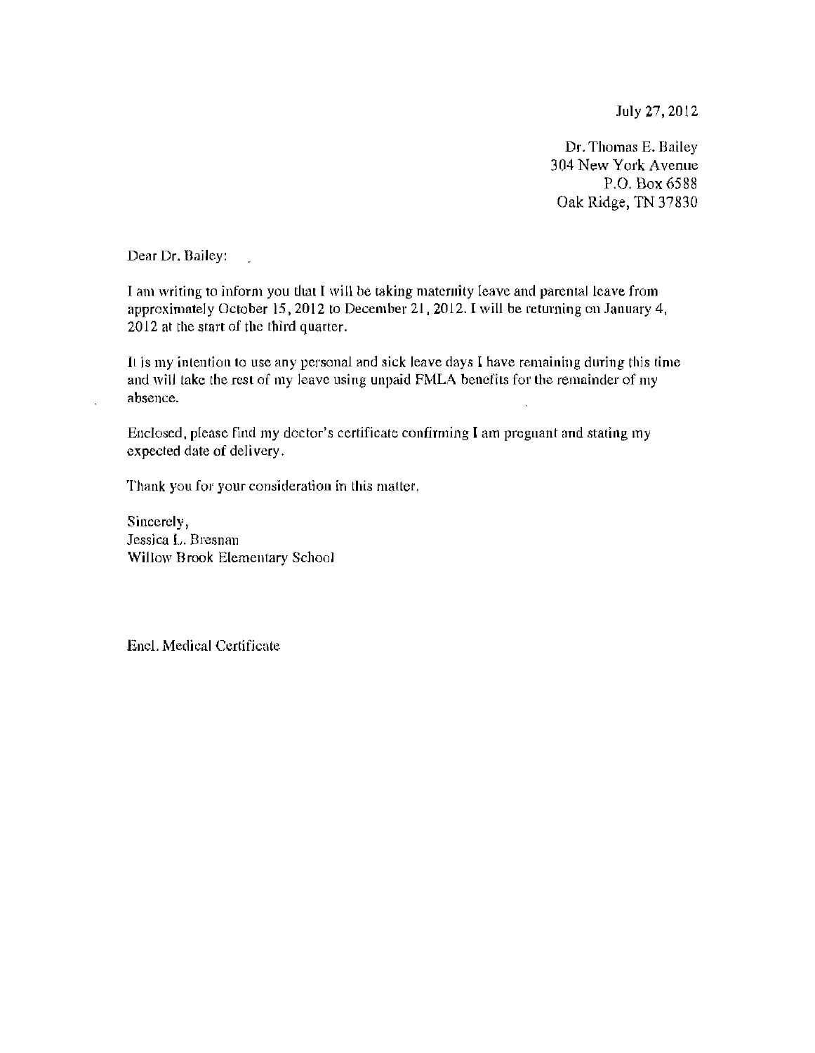July 27, 2012

Dr. Thomas E. Bailey
304 New York Avenue
P.O. Box 6588
Oak Ridge, TN 37830

Dear Dr. Bailey:

I am writing to inform you that I will be taking maternity leave and parental leave from approximately October 15, 2012 to December 21, 2012. I will be returning on January 4, 2012 at the start of the third quarter.

It is my intention to use any personal and sick leave days I have remaining during this time and will take the rest of my leave using unpaid FMLA benefits for the remainder of my absence.

Enclosed, please find my doctor's certificate confirming I am pregnant and stating my expected date of delivery.

Thank you for your consideration in this matter.

Sincerely,
Jessica L. Bresnan
Willow Brook Elementary School

Encl. Medical Certificate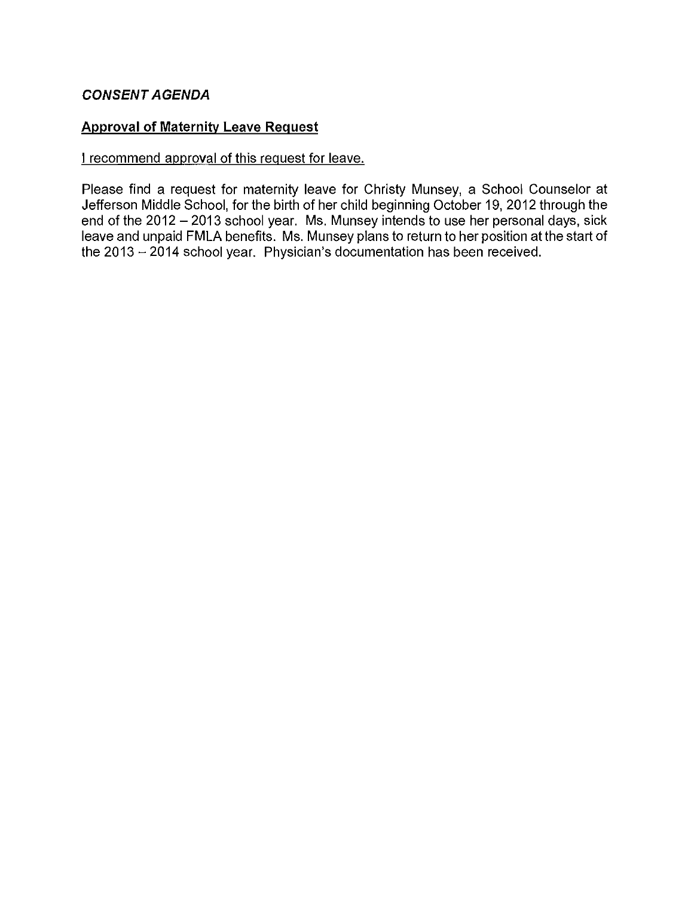## ***CONSENT AGENDA***

**<u>Approval of Maternity Leave Request</u>**

<u>I recommend approval of this request for leave.</u>

Please find a request for maternity leave for Christy Munsey, a School Counselor at Jefferson Middle School, for the birth of her child beginning October 19, 2012 through the end of the 2012 – 2013 school year. Ms. Munsey intends to use her personal days, sick leave and unpaid FMLA benefits. Ms. Munsey plans to return to her position at the start of the 2013 – 2014 school year. Physician's documentation has been received.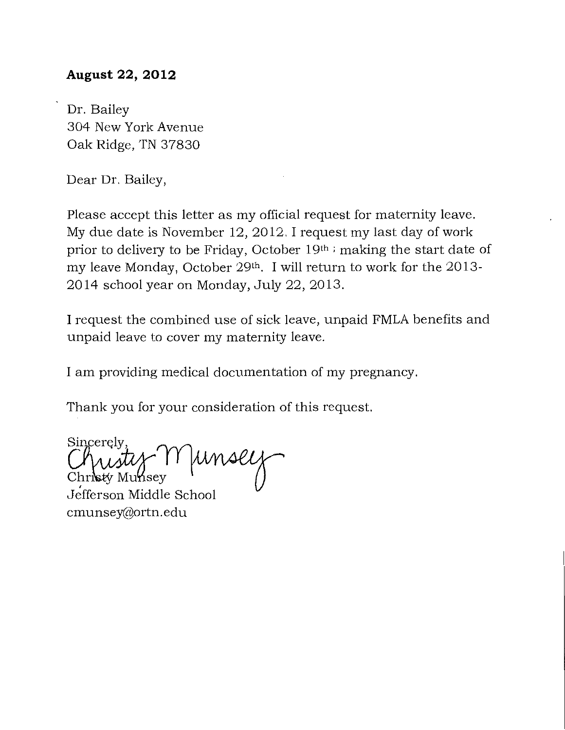**August 22, 2012**

Dr. Bailey
304 New York Avenue
Oak Ridge, TN 37830

Dear Dr. Bailey,

Please accept this letter as my official request for maternity leave. My due date is November 12, 2012. I request my last day of work prior to delivery to be Friday, October 19th ; making the start date of my leave Monday, October 29th. I will return to work for the 2013-2014 school year on Monday, July 22, 2013.

I request the combined use of sick leave, unpaid FMLA benefits and unpaid leave to cover my maternity leave.

I am providing medical documentation of my pregnancy.

Thank you for your consideration of this request.

Sincerely,

Christy Munsey

Christy Munsey
Jefferson Middle School
cmunsey@ortn.edu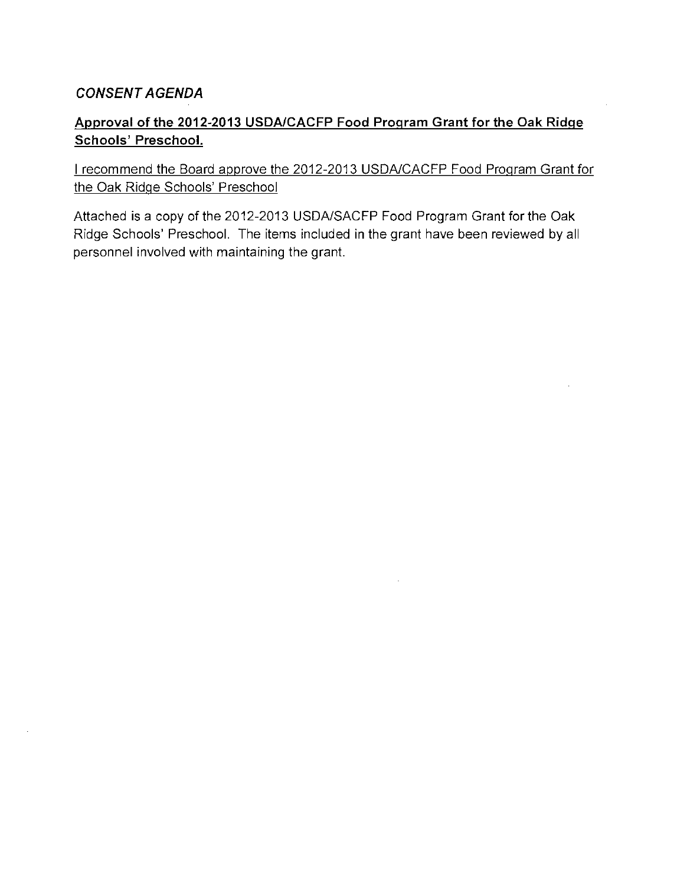## *CONSENT AGENDA*

**Approval of the 2012-2013 USDA/CACFP Food Program Grant for the Oak Ridge Schools' Preschool.**

I recommend the Board approve the 2012-2013 USDA/CACFP Food Program Grant for the Oak Ridge Schools' Preschool

Attached is a copy of the 2012-2013 USDA/SACFP Food Program Grant for the Oak Ridge Schools' Preschool. The items included in the grant have been reviewed by all personnel involved with maintaining the grant.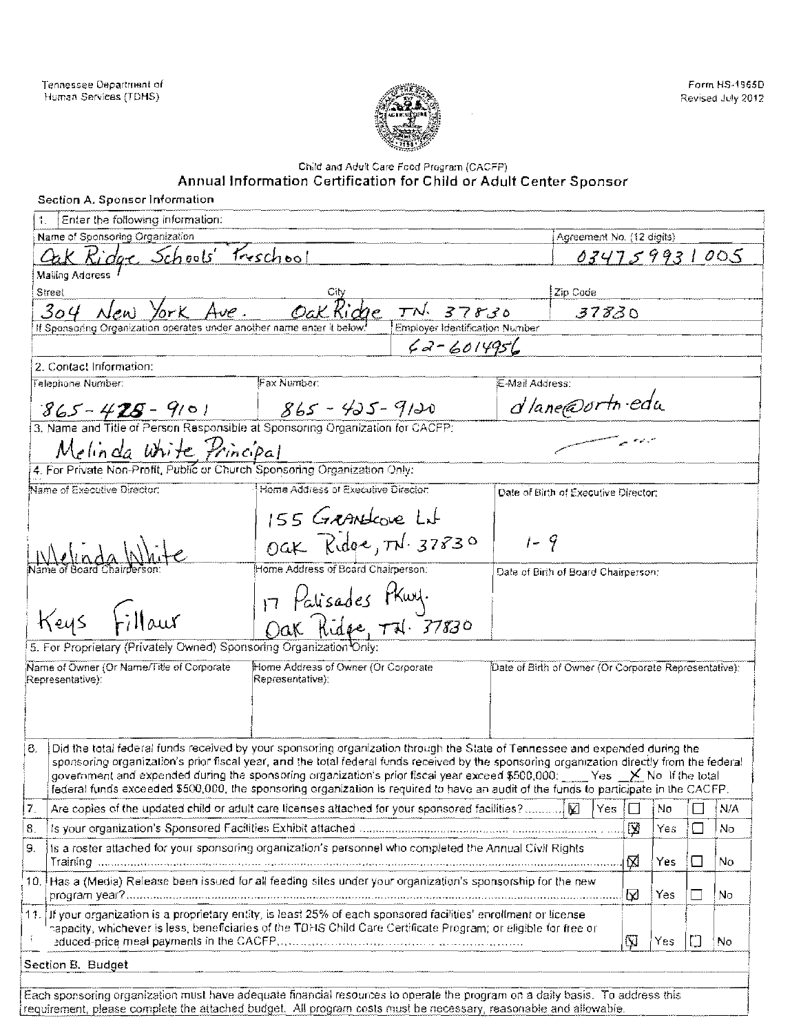Tennessee Department of Human Services (TDHS)

Form HS-1965D
Revised July 2012

Child and Adult Care Food Program (CACFP)

## Annual Information Certification for Child or Adult Center Sponsor

### Section A. Sponsor Information

1. Enter the following information:

| Name of Sponsoring Organization | Agreement No. (12 digits) |
|---|---|
| Oak Ridge Schools' Preschool | 034759931005 |

Mailing Address

| Street | City | Zip Code |
|---|---|---|
| 304 New York Ave. | Oak Ridge TN. 37830 | 37830 |

| If Sponsoring Organization operates under another name enter it below: | Employer Identification Number |
|---|---|
| | 62-6014956 |

2. Contact Information:

| Telephone Number: | Fax Number: | E-Mail Address: |
|---|---|---|
| 865-428-9101 | 865-425-9120 | dlane@ortn.edu |

3. Name and Title of Person Responsible at Sponsoring Organization for CACFP:

Melinda White Principal

4. For Private Non-Profit, Public or Church Sponsoring Organization Only:

| Name of Executive Director: | Home Address of Executive Director: | Date of Birth of Executive Director: |
|---|---|---|
| Melinda White | 155 Grandcove Ln Oak Ridge, TN. 37830 | 1-9 |
| **Name of Board Chairperson:** | **Home Address of Board Chairperson:** | **Date of Birth of Board Chairperson:** |
| Keys Fillaur | 17 Palisades Pkwy. Oak Ridge, TN. 37830 | |

5. For Proprietary (Privately Owned) Sponsoring Organization Only:

| Name of Owner (Or Name/Title of Corporate Representative): | Home Address of Owner (Or Corporate Representative): | Date of Birth of Owner (Or Corporate Representative): |
|---|---|---|
| | | |

6. Did the total federal funds received by your sponsoring organization through the State of Tennessee and expended during the sponsoring organization's prior fiscal year, and the total federal funds received by the sponsoring organization directly from the federal government and expended during the sponsoring organization's prior fiscal year exceed $500,000: ____ Yes _X_ No If the total federal funds exceeded $500,000, the sponsoring organization is required to have an audit of the funds to participate in the CACFP.

| # | Question | | | | |
|---|---|---|---|---|---|
| 7. | Are copies of the updated child or adult care licenses attached for your sponsored facilities? | ☒ Yes | ☐ No | ☐ N/A | |
| 8. | Is your organization's Sponsored Facilities Exhibit attached | ☒ Yes | ☐ No | | |
| 9. | Is a roster attached for your sponsoring organization's personnel who completed the Annual Civil Rights Training | ☒ Yes | ☐ No | | |
| 10. | Has a (Media) Release been issued for all feeding sites under your organization's sponsorship for the new program year? | ☒ Yes | ☐ No | | |
| 11. | If your organization is a proprietary entity, is least 25% of each sponsored facilities' enrollment or license capacity, whichever is less, beneficiaries of the TDHS Child Care Certificate Program; or eligible for free or reduced-price meal payments in the CACFP | ☒ Yes | ☐ No | | |

### Section B. Budget

Each sponsoring organization must have adequate financial resources to operate the program on a daily basis. To address this requirement, please complete the attached budget. All program costs must be necessary, reasonable and allowable.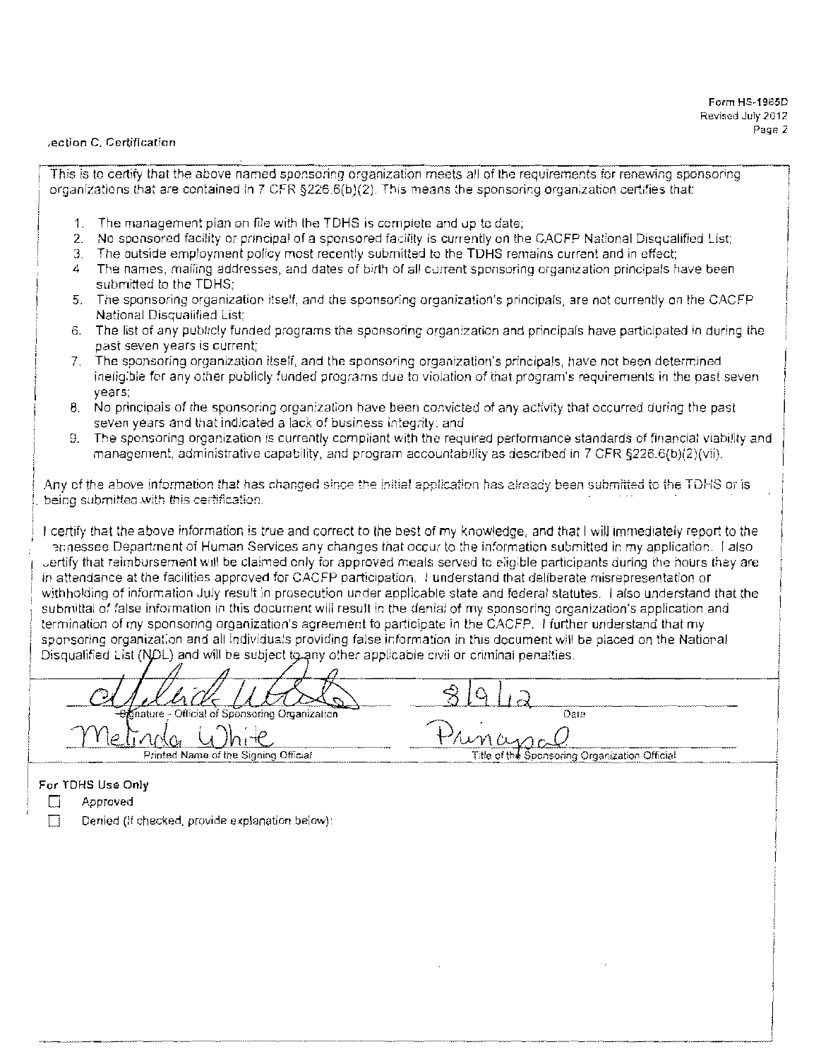Form HS-1965D
Revised July 2012

**Section C. Certification**

This is to certify that the above named sponsoring organization meets all of the requirements for renewing sponsoring organizations that are contained in 7 CFR §226.6(b)(2). This means the sponsoring organization certifies that:

1. The management plan on file with the TDHS is complete and up to date;
2. No sponsored facility or principal of a sponsored facility is currently on the CACFP National Disqualified List;
3. The outside employment policy most recently submitted to the TDHS remains current and in effect;
4. The names, mailing addresses, and dates of birth of all current sponsoring organization principals have been submitted to the TDHS;
5. The sponsoring organization itself, and the sponsoring organization's principals, are not currently on the CACFP National Disqualified List;
6. The list of any publicly funded programs the sponsoring organization and principals have participated in during the past seven years is current;
7. The sponsoring organization itself, and the sponsoring organization's principals, have not been determined ineligible for any other publicly funded programs due to violation of that program's requirements in the past seven years;
8. No principals of the sponsoring organization have been convicted of any activity that occurred during the past seven years and that indicated a lack of business integrity; and
9. The sponsoring organization is currently compliant with the required performance standards of financial viability and management, administrative capability, and program accountability as described in 7 CFR §226.6(b)(2)(vii).

Any of the above information that has changed since the initial application has already been submitted to the TDHS or is being submitted with this certification.

I certify that the above information is true and correct to the best of my knowledge, and that I will immediately report to the Tennessee Department of Human Services any changes that occur to the information submitted in my application. I also certify that reimbursement will be claimed only for approved meals served to eligible participants during the hours they are in attendance at the facilities approved for CACFP participation. I understand that deliberate misrepresentation or withholding of information July result in prosecution under applicable state and federal statutes. I also understand that the submittal of false information in this document will result in the denial of my sponsoring organization's application and termination of my sponsoring organization's agreement to participate in the CACFP. I further understand that my sponsoring organization and all individuals providing false information in this document will be placed on the National Disqualified List (NDL) and will be subject to any other applicable civil or criminal penalties.

| | |
|---|---|
| *(signature)* | 8/9/12 |
| Signature - Official of Sponsoring Organization | Date |
| Melinda White | Principal |
| Printed Name of the Signing Official | Title of the Sponsoring Organization Official |

**For TDHS Use Only**

☐ Approved

☐ Denied (If checked, provide explanation below):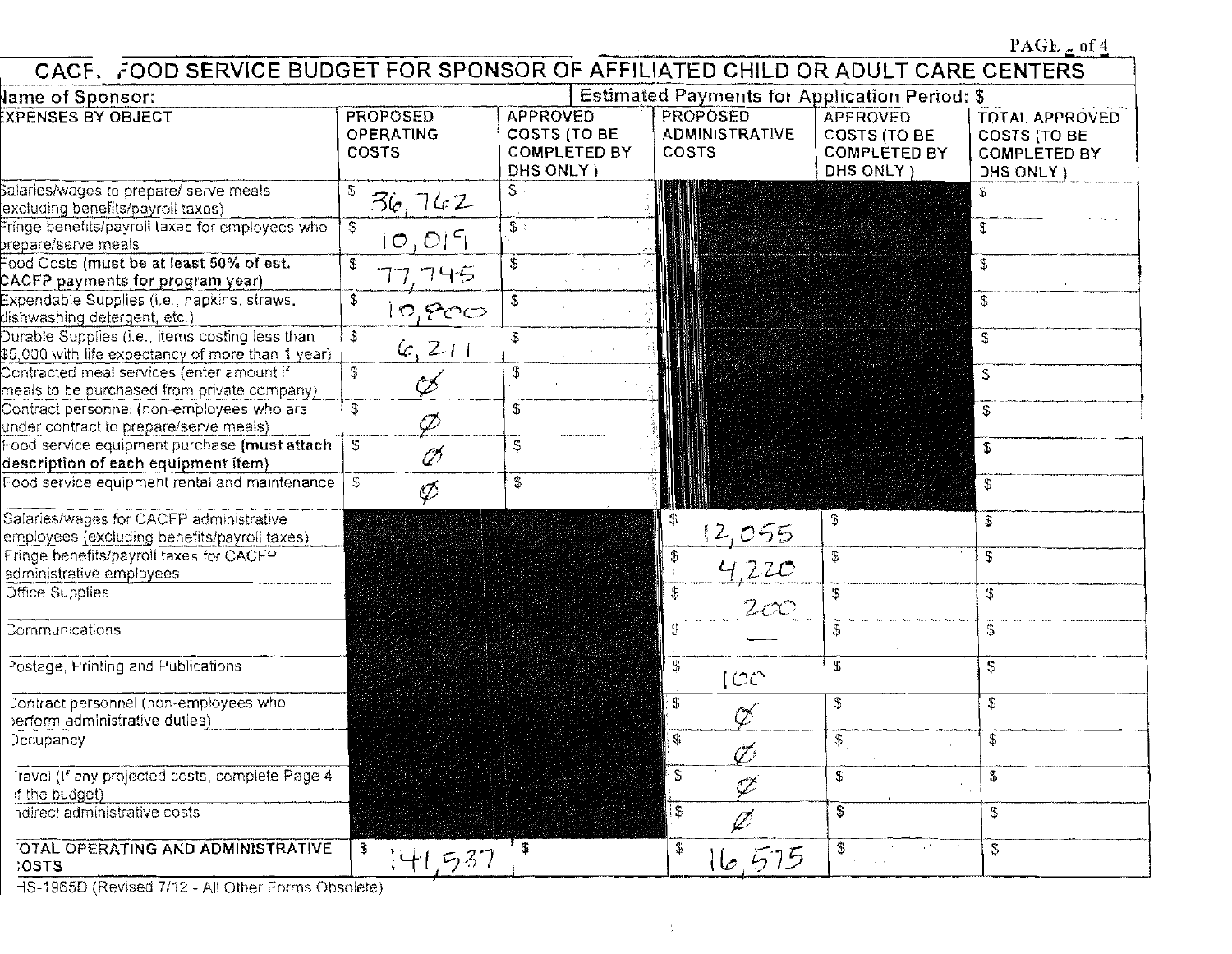# CACFP FOOD SERVICE BUDGET FOR SPONSOR OF AFFILIATED CHILD OR ADULT CARE CENTERS

**Name of Sponsor:**

**Estimated Payments for Application Period: $**

| EXPENSES BY OBJECT | PROPOSED OPERATING COSTS | APPROVED COSTS (TO BE COMPLETED BY DHS ONLY) | PROPOSED ADMINISTRATIVE COSTS | APPROVED COSTS (TO BE COMPLETED BY DHS ONLY) | TOTAL APPROVED COSTS (TO BE COMPLETED BY DHS ONLY) |
|---|---|---|---|---|---|
| Salaries/wages to prepare/ serve meals (excluding benefits/payroll taxes) | $ 36,762 | $ | | | $ |
| Fringe benefits/payroll taxes for employees who prepare/serve meals | $ 10,019 | $ | | | $ |
| Food Costs **(must be at least 50% of est. CACFP payments for program year)** | $ 77,745 | $ | | | $ |
| Expendable Supplies (i.e., napkins, straws, dishwashing detergent, etc.) | $ 10,800 | $ | | | $ |
| Durable Supplies (i.e., items costing less than $5,000 with life expectancy of more than 1 year) | $ 6,211 | $ | | | $ |
| Contracted meal services (enter amount if meals to be purchased from private company) | $ Ø | $ | | | $ |
| Contract personnel (non-employees who are under contract to prepare/serve meals) | $ Ø | $ | | | $ |
| Food service equipment purchase **(must attach description of each equipment item)** | $ Ø | $ | | | $ |
| Food service equipment rental and maintenance | $ Ø | $ | | | $ |
| Salaries/wages for CACFP administrative employees (excluding benefits/payroll taxes) | | | $ 12,055 | $ | $ |
| Fringe benefits/payroll taxes for CACFP administrative employees | | | $ 4,220 | $ | $ |
| Office Supplies | | | $ 200 | $ | $ |
| Communications | | | $ — | $ | $ |
| Postage, Printing and Publications | | | $ 100 | $ | $ |
| Contract personnel (non-employees who perform administrative duties) | | | $ Ø | $ | $ |
| Occupancy | | | $ Ø | $ | $ |
| Travel (If any projected costs, complete Page 4 of the budget) | | | $ Ø | $ | $ |
| Indirect administrative costs | | | $ Ø | $ | $ |
| TOTAL OPERATING AND ADMINISTRATIVE COSTS | $ 141,537 | $ | $ 16,575 | $ | $ |

HS-1965D (Revised 7/12 - All Other Forms Obsolete)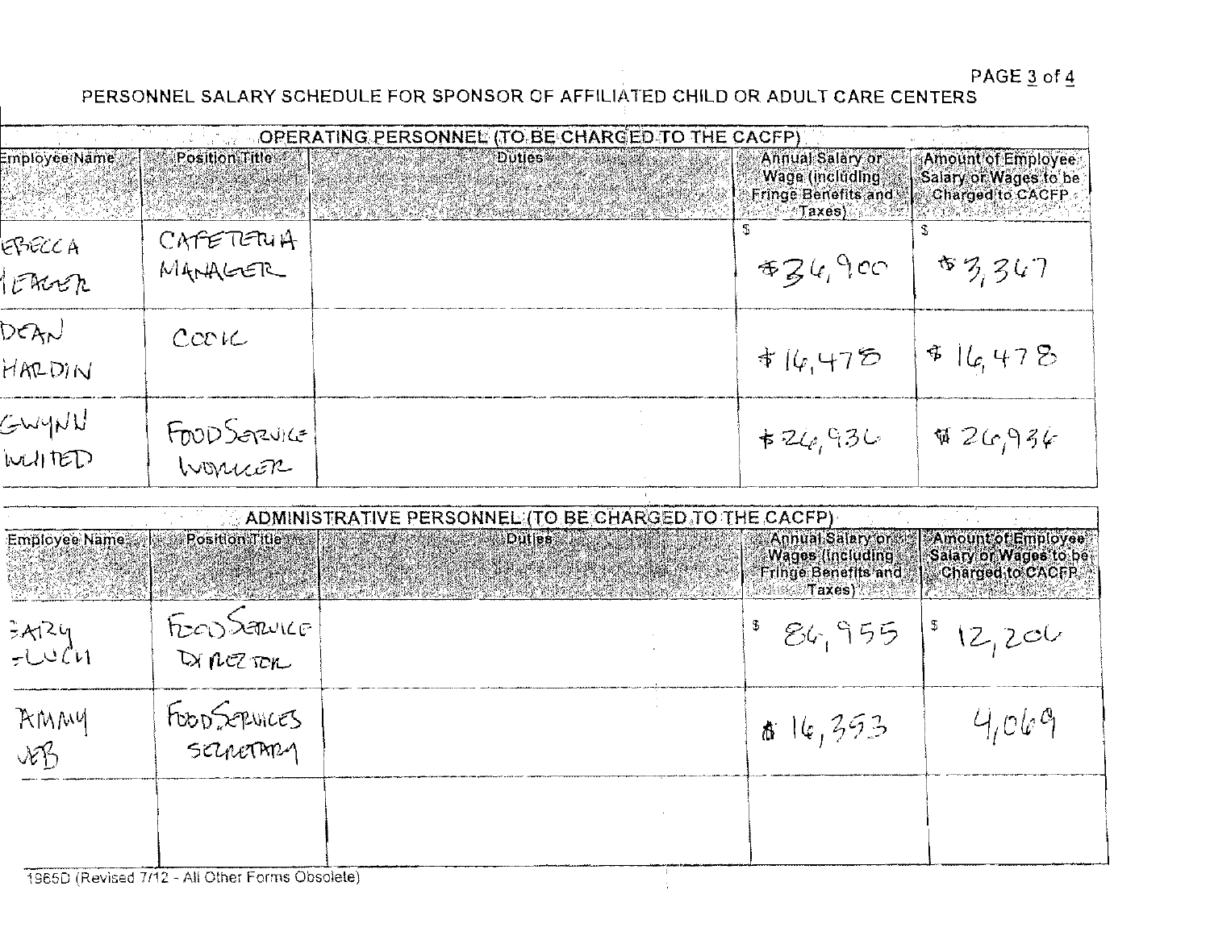# PERSONNEL SALARY SCHEDULE FOR SPONSOR OF AFFILIATED CHILD OR ADULT CARE CENTERS

| OPERATING PERSONNEL (TO BE CHARGED TO THE CACFP) | | | | |
|---|---|---|---|---|
| Employee Name | Position Title | Duties | Annual Salary or Wage (including Fringe Benefits and Taxes) | Amount of Employee Salary or Wages to be Charged to CACFP |
| EBECCA YEAGER | CAFETERIA MANAGER | | $ $36,900 | $ $3,367 |
| DEAN HARDIN | COOK | | $16,478 | $16,478 |
| GWYNN WHITED | FOOD SERVICE WORKER | | $26,936 | $26,936 |

| ADMINISTRATIVE PERSONNEL (TO BE CHARGED TO THE CACFP) | | | | |
|---|---|---|---|---|
| Employee Name | Position Title | Duties | Annual Salary or Wages (including Fringe Benefits and Taxes) | Amount of Employee Salary or Wages to be Charged to CACFP |
| GARY FLUCH | FOOD SERVICE DIRECTOR | | $ 84,955 | $ 12,206 |
| AMMY WEB | FOOD SERVICES SECRETARY | | $16,353 | 4,069 |
| | | | | |

1965D (Revised 7/12 - All Other Forms Obsolete)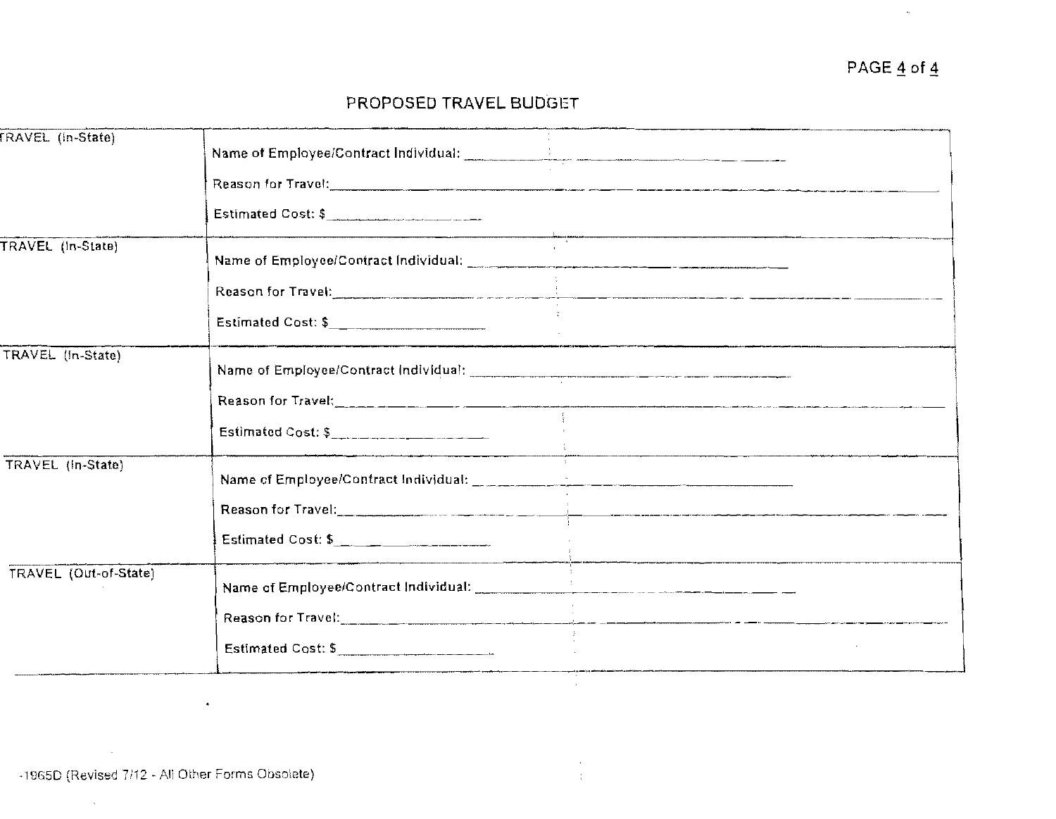# PROPOSED TRAVEL BUDGET

| | |
|---|---|
| TRAVEL (In-State) | Name of Employee/Contract Individual: ____________________<br><br>Reason for Travel: ____________________<br><br>Estimated Cost: $ ____________ |
| TRAVEL (In-State) | Name of Employee/Contract Individual: ____________________<br><br>Reason for Travel: ____________________<br><br>Estimated Cost: $ ____________ |
| TRAVEL (In-State) | Name of Employee/Contract Individual: ____________________<br><br>Reason for Travel: ____________________<br><br>Estimated Cost: $ ____________ |
| TRAVEL (In-State) | Name of Employee/Contract Individual: ____________________<br><br>Reason for Travel: ____________________<br><br>Estimated Cost: $ ____________ |
| TRAVEL (Out-of-State) | Name of Employee/Contract Individual: ____________________<br><br>Reason for Travel: ____________________<br><br>Estimated Cost: $ ____________ |

-1965D (Revised 7/12 - All Other Forms Obsolete)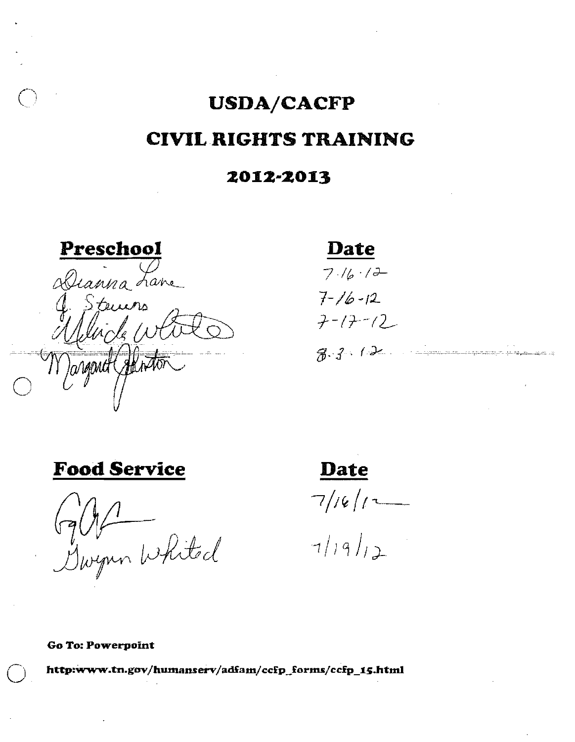# USDA/CACFP

# CIVIL RIGHTS TRAINING

## 2012-2013

| Preschool | Date |
|---|---|
| Dianna Lane | 7.16.12 |
| J. Stevens | 7-16-12 |
| Melinda White | 7-17-12 |
| Margaret Johnston | 8.3.12 |

| Food Service | Date |
|---|---|
| GQF | 7/16/12 |
| Gwynn Whited | 7/19/12 |

**Go To: Powerpoint**

**http:www.tn.gov/humanserv/adfam/ccfp_forms/ccfp_15.html**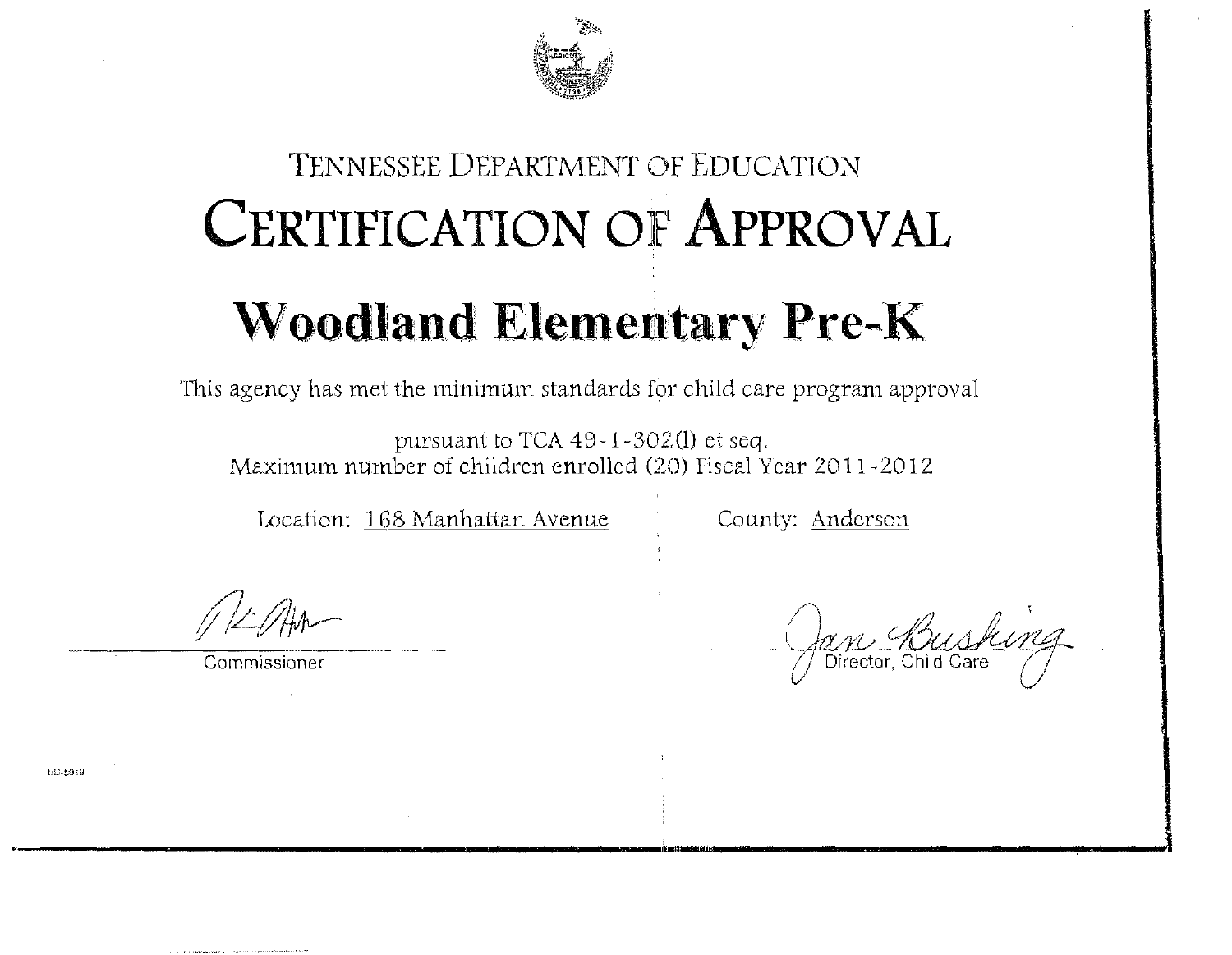TENNESSEE DEPARTMENT OF EDUCATION

# CERTIFICATION OF APPROVAL

## Woodland Elementary Pre-K

This agency has met the minimum standards for child care program approval

pursuant to TCA 49-1-302(l) et seq.
Maximum number of children enrolled (20) Fiscal Year 2011-2012

Location: 168 Manhattan Avenue   County: Anderson

Commissioner

Jan Bushing
Director, Child Care

ED-5019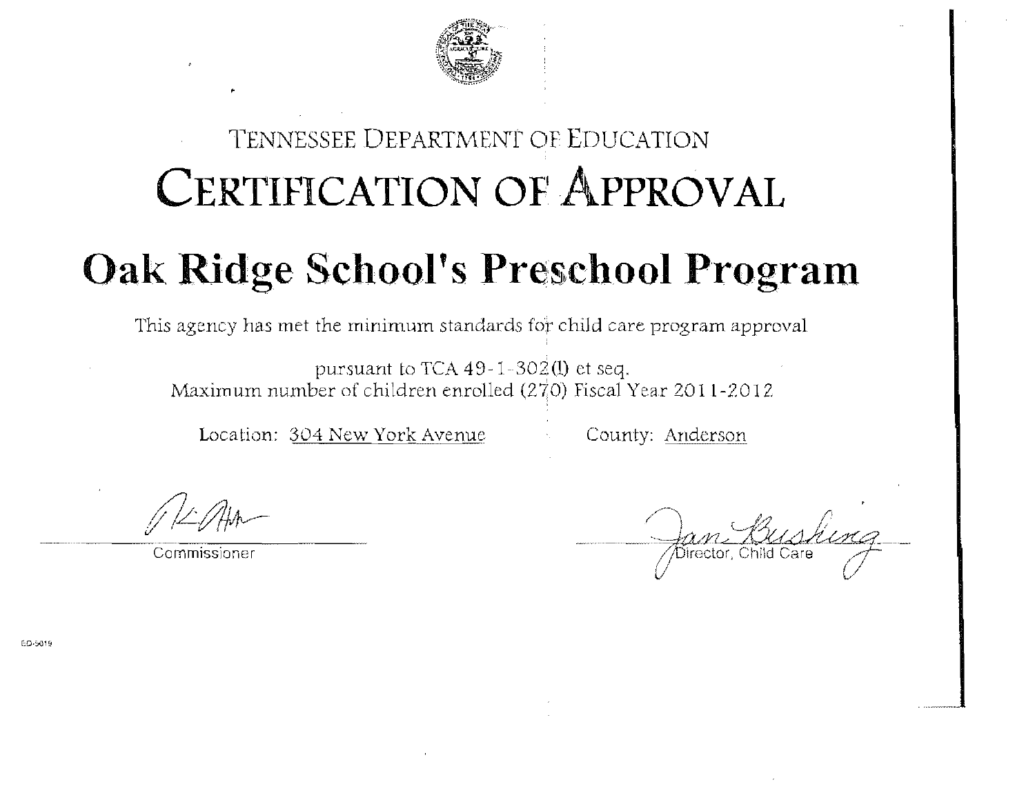TENNESSEE DEPARTMENT OF EDUCATION

# CERTIFICATION OF APPROVAL

# Oak Ridge School's Preschool Program

This agency has met the minimum standards for child care program approval

pursuant to TCA 49-1-302(l) et seq.
Maximum number of children enrolled (270) Fiscal Year 2011-2012

Location: 304 New York Avenue    County: Anderson

Commissioner

Jan Bushing
Director, Child Care

ED-5019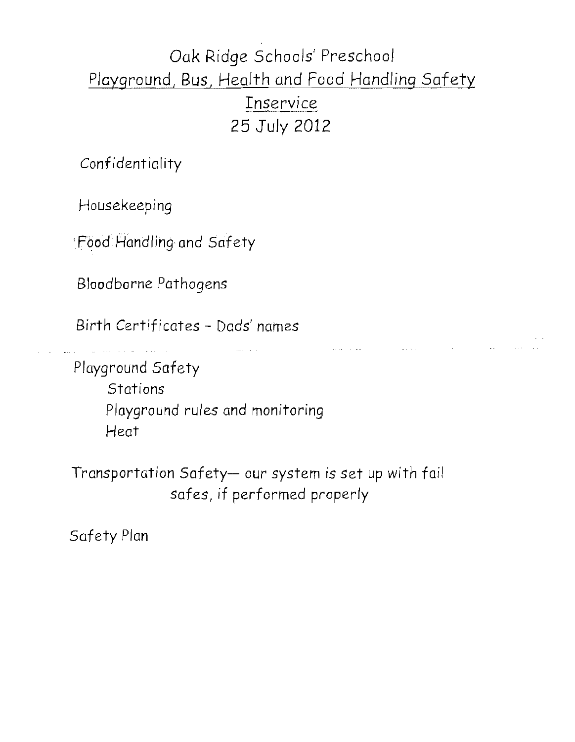# Oak Ridge Schools' Preschool

## Playground, Bus, Health and Food Handling Safety Inservice

## 25 July 2012

Confidentiality

Housekeeping

Food Handling and Safety

Bloodborne Pathogens

Birth Certificates - Dads' names

Playground Safety
- Stations
- Playground rules and monitoring
- Heat

Transportation Safety— our system is set up with fail safes, if performed properly

Safety Plan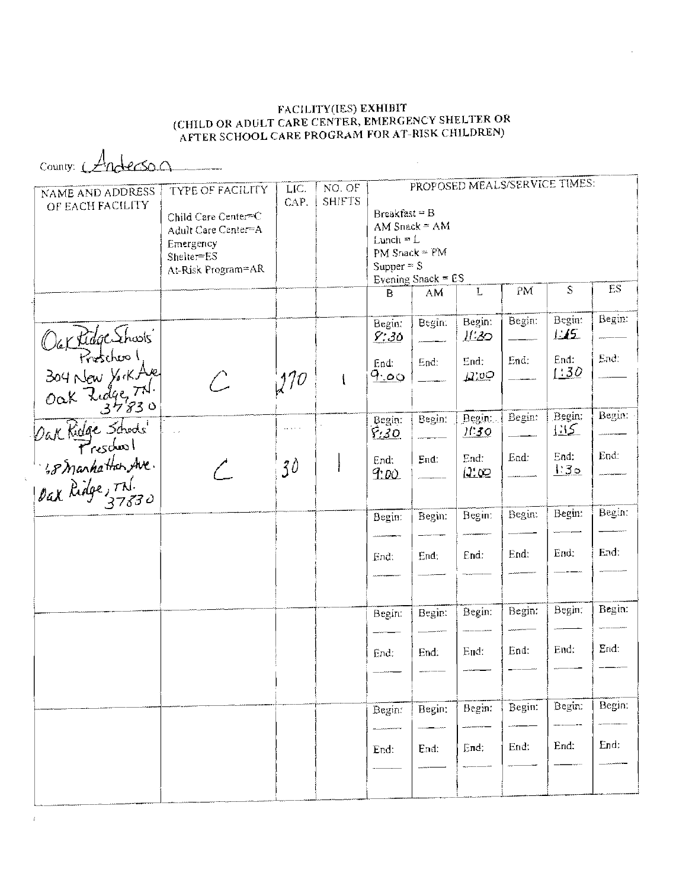# FACILITY(IES) EXHIBIT
## (CHILD OR ADULT CARE CENTER, EMERGENCY SHELTER OR AFTER SCHOOL CARE PROGRAM FOR AT-RISK CHILDREN)

County: Anderson

| NAME AND ADDRESS OF EACH FACILITY | TYPE OF FACILITY<br>Child Care Center=C<br>Adult Care Center=A<br>Emergency Shelter=ES<br>At-Risk Program=AR | LIC. CAP. | NO. OF SHIFTS | PROPOSED MEALS/SERVICE TIMES:<br>Breakfast = B<br>AM Snack = AM<br>Lunch = L<br>PM Snack = PM<br>Supper = S<br>Evening Snack = ES | | | | | |
|---|---|---|---|---|---|---|---|---|---|
| | | | | B | AM | L | PM | S | ES |
| Oak Ridge Schools' Preschool<br>304 New York Ave.<br>Oak Ridge, TN. 37830 | C | 270 | 1 | Begin: 8:30<br>End: 9:00 | Begin:<br>End: | Begin: 11:30<br>End: 12:00 | Begin:<br>End: | Begin: 1:15<br>End: 1:30 | Begin:<br>End: |
| Oak Ridge Schools' Preschool<br>68 Manhattan Ave.<br>Oak Ridge, TN. 37830 | C | 30 | 1 | Begin: 8:30<br>End: 9:00 | Begin:<br>End: | Begin: 11:30<br>End: 12:00 | Begin:<br>End: | Begin: 1:15<br>End: 1:30 | Begin:<br>End: |
| | | | | Begin:<br>End: | Begin:<br>End: | Begin:<br>End: | Begin:<br>End: | Begin:<br>End: | Begin:<br>End: |
| | | | | Begin:<br>End: | Begin:<br>End: | Begin:<br>End: | Begin:<br>End: | Begin:<br>End: | Begin:<br>End: |
| | | | | Begin:<br>End: | Begin:<br>End: | Begin:<br>End: | Begin:<br>End: | Begin:<br>End: | Begin:<br>End: |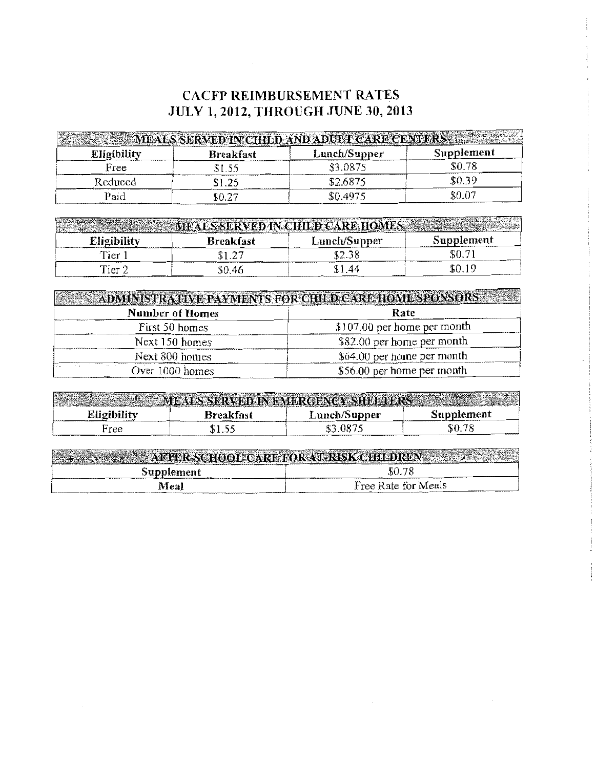# CACFP REIMBURSEMENT RATES
# JULY 1, 2012, THROUGH JUNE 30, 2013

| MEALS SERVED IN CHILD AND ADULT CARE CENTERS | | | |
|---|---|---|---|
| **Eligibility** | **Breakfast** | **Lunch/Supper** | **Supplement** |
| Free | $1.55 | $3.0875 | $0.78 |
| Reduced | $1.25 | $2.6875 | $0.39 |
| Paid | $0.27 | $0.4975 | $0.07 |

| MEALS SERVED IN CHILD CARE HOMES | | | |
|---|---|---|---|
| **Eligibility** | **Breakfast** | **Lunch/Supper** | **Supplement** |
| Tier 1 | $1.27 | $2.38 | $0.71 |
| Tier 2 | $0.46 | $1.44 | $0.19 |

| ADMINISTRATIVE PAYMENTS FOR CHILD CARE HOME SPONSORS | |
|---|---|
| **Number of Homes** | **Rate** |
| First 50 homes | $107.00 per home per month |
| Next 150 homes | $82.00 per home per month |
| Next 800 homes | $64.00 per home per month |
| Over 1000 homes | $56.00 per home per month |

| MEALS SERVED IN EMERGENCY SHELTERS | | | |
|---|---|---|---|
| **Eligibility** | **Breakfast** | **Lunch/Supper** | **Supplement** |
| Free | $1.55 | $3.0875 | $0.78 |

| AFTER-SCHOOL CARE FOR AT-RISK CHILDREN | |
|---|---|
| **Supplement** | $0.78 |
| **Meal** | Free Rate for Meals |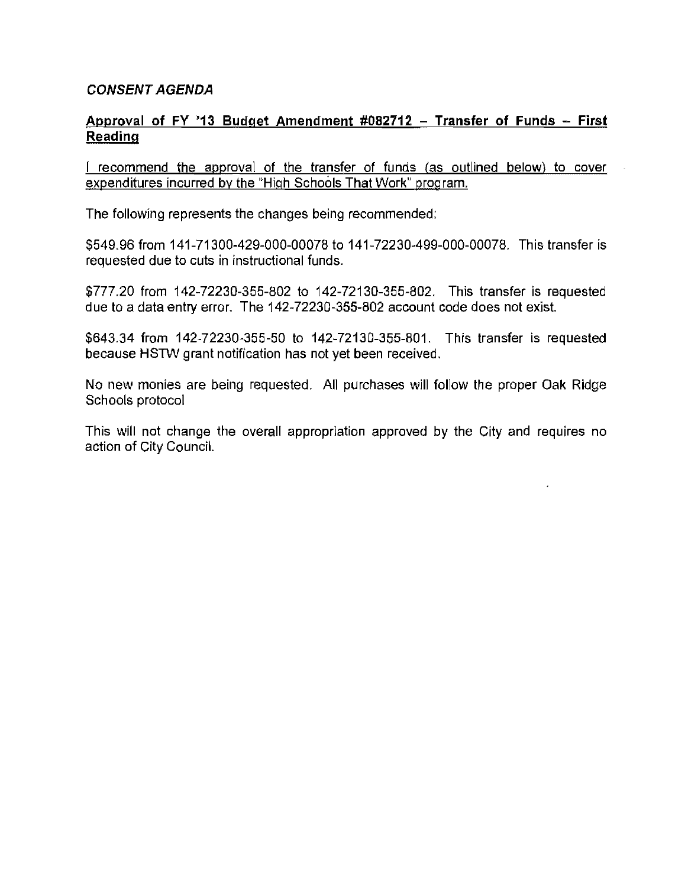***CONSENT AGENDA***

**Approval of FY '13 Budget Amendment #082712 – Transfer of Funds – First Reading**

I recommend the approval of the transfer of funds (as outlined below) to cover expenditures incurred by the "High Schools That Work" program.

The following represents the changes being recommended:

$549.96 from 141-71300-429-000-00078 to 141-72230-499-000-00078. This transfer is requested due to cuts in instructional funds.

$777.20 from 142-72230-355-802 to 142-72130-355-802. This transfer is requested due to a data entry error. The 142-72230-355-802 account code does not exist.

$643.34 from 142-72230-355-50 to 142-72130-355-801. This transfer is requested because HSTW grant notification has not yet been received.

No new monies are being requested. All purchases will follow the proper Oak Ridge Schools protocol

This will not change the overall appropriation approved by the City and requires no action of City Council.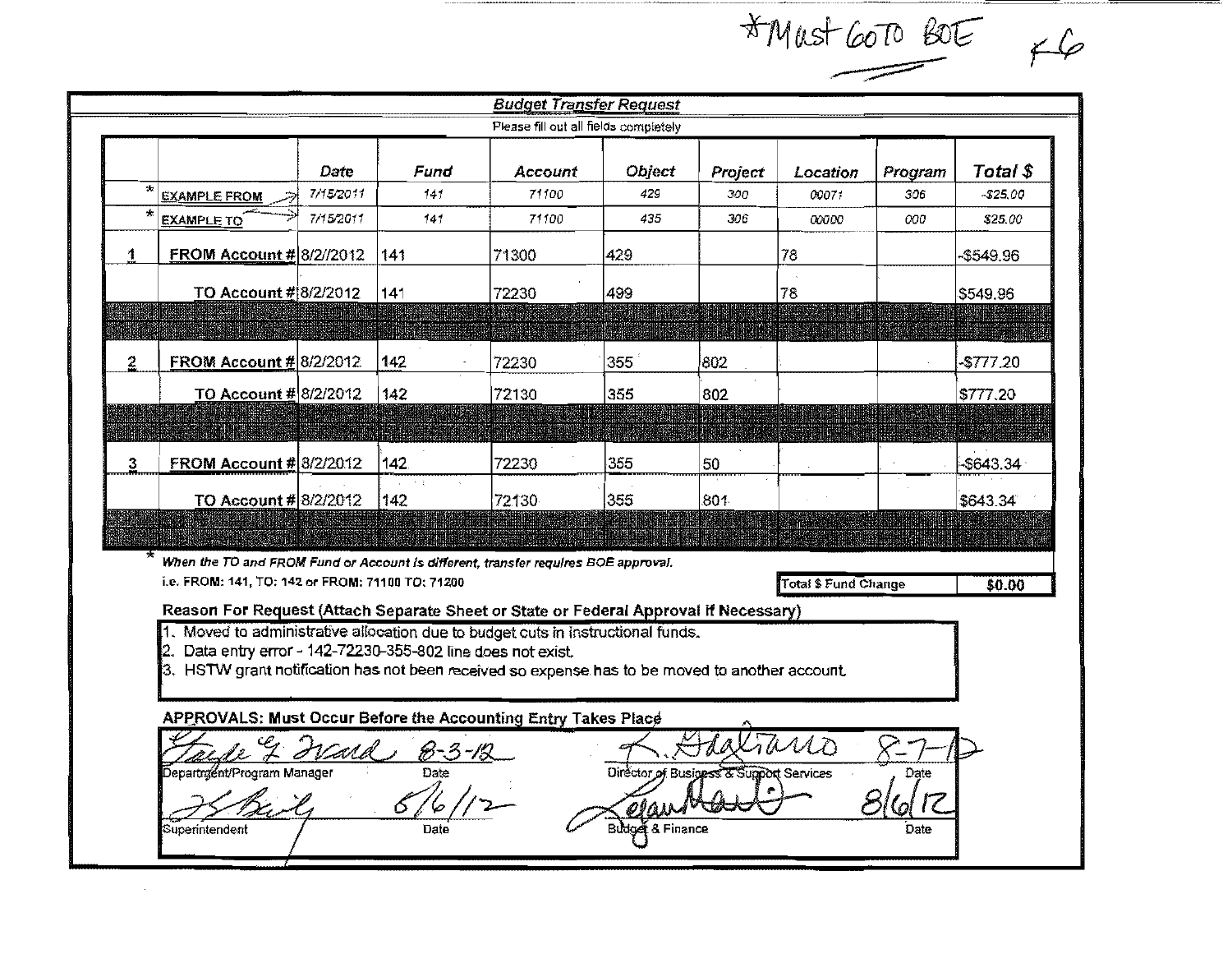*Must GO TO BOE

K6

## Budget Transfer Request

Please fill out all fields completely

| | | Date | Fund | Account | Object | Project | Location | Program | Total $ |
|---|---|---|---|---|---|---|---|---|---|
| * | EXAMPLE FROM | 7/15/2011 | 141 | 71100 | 429 | 300 | 00071 | 306 | -$25.00 |
| * | EXAMPLE TO | 7/15/2011 | 141 | 71100 | 435 | 306 | 00000 | 000 | $25.00 |
| 1 | FROM Account # | 8/2//2012 | 141 | 71300 | 429 | | 78 | | -$549.96 |
| | TO Account # | 8/2/2012 | 141 | 72230 | 499 | | 78 | | $549.96 |
| 2 | FROM Account # | 8/2/2012 | 142 | 72230 | 355 | 802 | | | -$777.20 |
| | TO Account # | 8/2/2012 | 142 | 72130 | 355 | 802 | | | $777.20 |
| 3 | FROM Account # | 8/2/2012 | 142 | 72230 | 355 | 50 | | | -$643.34 |
| | TO Account # | 8/2/2012 | 142 | 72130 | 355 | 801 | | | $643.34 |

* *When the TO and FROM Fund or Account is different, transfer requires BOE approval.*
i.e. FROM: 141, TO: 142 or FROM: 71100 TO: 71200

Total $ Fund Change: **$0.00**

**Reason For Request (Attach Separate Sheet or State or Federal Approval if Necessary)**

1. Moved to administrative allocation due to budget cuts in instructional funds.
2. Data entry error - 142-72230-355-802 line does not exist.
3. HSTW grant notification has not been received so expense has to be moved to another account.

**APPROVALS: Must Occur Before the Accounting Entry Takes Place**

| Signature | Date | Signature | Date |
|---|---|---|---|
| Gayle G. Ward — Department/Program Manager | 8-3-12 | K. Gagliano — Director of Business & Support Services | 8-7-12 |
| Superintendent | 8/6/12 | Budget & Finance | 8/6/12 |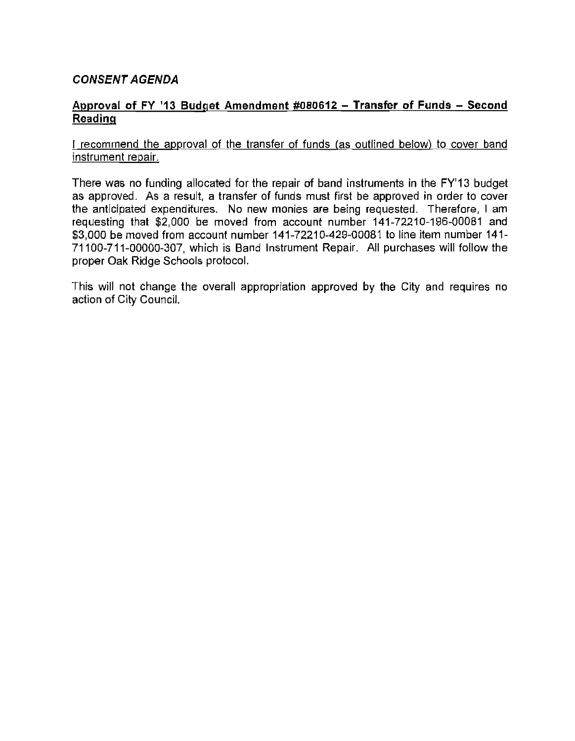## *CONSENT AGENDA*

### Approval of FY '13 Budget Amendment #080612 – Transfer of Funds – Second Reading

I recommend the approval of the transfer of funds (as outlined below) to cover band instrument repair.

There was no funding allocated for the repair of band instruments in the FY'13 budget as approved. As a result, a transfer of funds must first be approved in order to cover the anticipated expenditures. No new monies are being requested. Therefore, I am requesting that $2,000 be moved from account number 141-72210-196-00081 and $3,000 be moved from account number 141-72210-429-00081 to line item number 141-71100-711-00000-307, which is Band Instrument Repair. All purchases will follow the proper Oak Ridge Schools protocol.

This will not change the overall appropriation approved by the City and requires no action of City Council.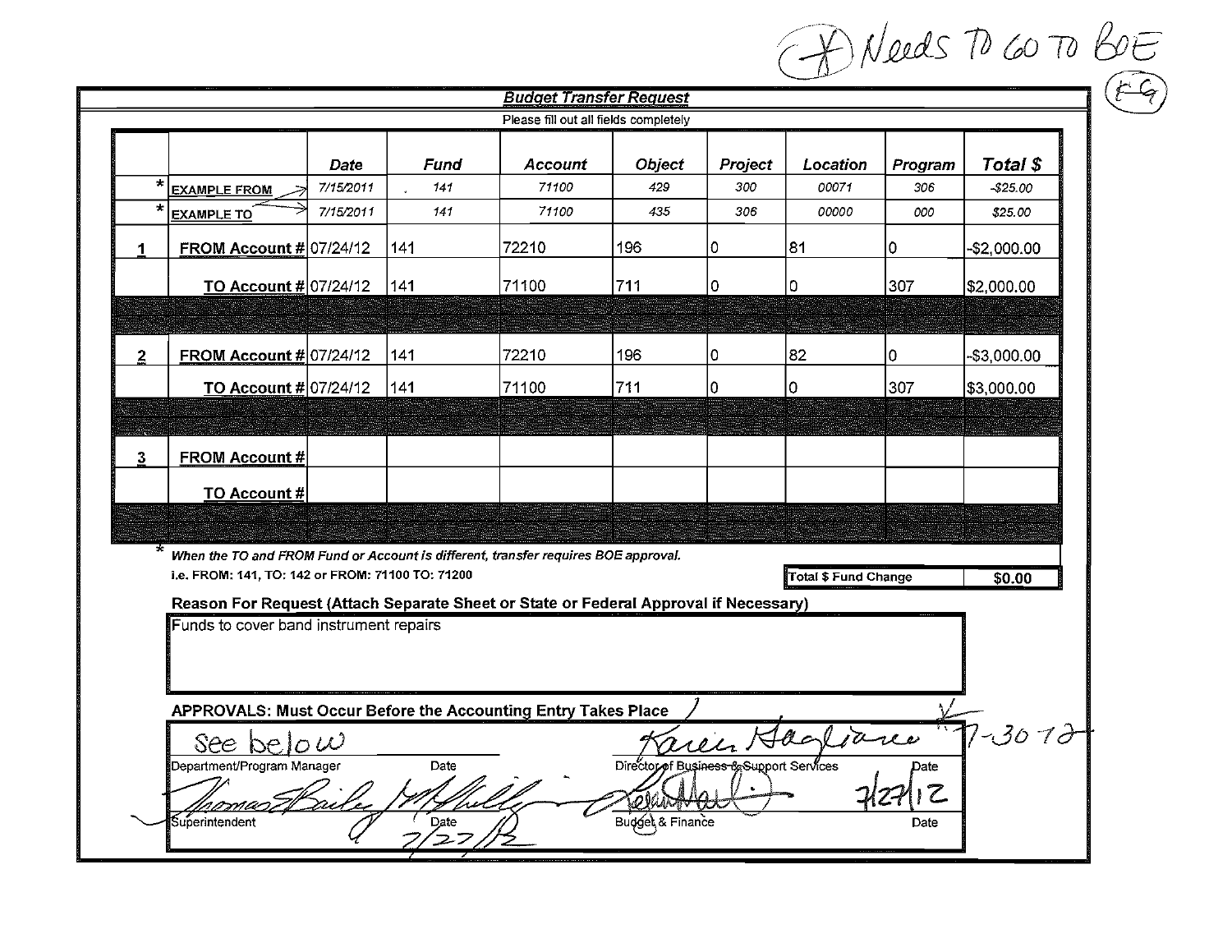(*) Needs TO GO TO BOE

(E-G)

## *Budget Transfer Request*

Please fill out all fields completely

| | | Date | Fund | Account | Object | Project | Location | Program | Total $ |
|---|---|---|---|---|---|---|---|---|---|
| * | EXAMPLE FROM | 7/15/2011 | 141 | 71100 | 429 | 300 | 00071 | 306 | -$25.00 |
| * | EXAMPLE TO | 7/15/2011 | 141 | 71100 | 435 | 306 | 00000 | 000 | $25.00 |
| 1 | FROM Account # | 07/24/12 | 141 | 72210 | 196 | 0 | 81 | 0 | -$2,000.00 |
| | TO Account # | 07/24/12 | 141 | 71100 | 711 | 0 | 0 | 307 | $2,000.00 |
| 2 | FROM Account # | 07/24/12 | 141 | 72210 | 196 | 0 | 82 | 0 | -$3,000.00 |
| | TO Account # | 07/24/12 | 141 | 71100 | 711 | 0 | 0 | 307 | $3,000.00 |
| 3 | FROM Account # | | | | | | | | |
| | TO Account # | | | | | | | | |

* *When the TO and FROM Fund or Account is different, transfer requires BOE approval.*
*i.e. FROM: 141, TO: 142 or FROM: 71100 TO: 71200*

Total $ Fund Change: $0.00

**Reason For Request (Attach Separate Sheet or State or Federal Approval if Necessary)**

Funds to cover band instrument repairs

**APPROVALS: Must Occur Before the Accounting Entry Takes Place**

| See below | | Karen Gagliano | 7-30-12 |
|---|---|---|---|
| Department/Program Manager | Date | Director of Business & Support Services | Date |
| Thomas E. Bailey | 7/27/12 | [signature] | 7/27/12 |
| Superintendent | Date | Budget & Finance | Date |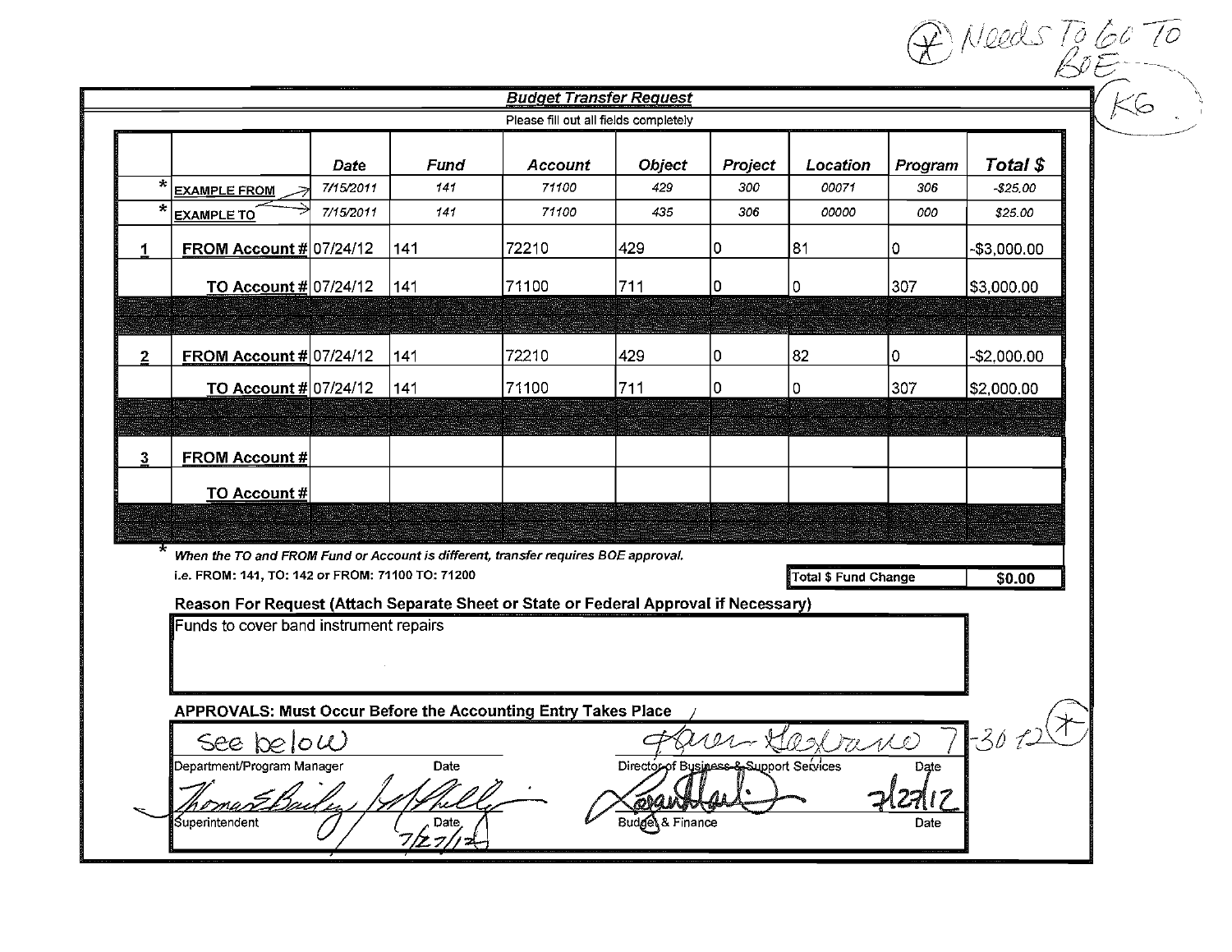(*) Needs To Go To BOE

K6

## Budget Transfer Request

Please fill out all fields completely

| | | Date | Fund | Account | Object | Project | Location | Program | Total $ |
|---|---|---|---|---|---|---|---|---|---|
| * | EXAMPLE FROM | 7/15/2011 | 141 | 71100 | 429 | 300 | 00071 | 306 | -$25.00 |
| * | EXAMPLE TO | 7/15/2011 | 141 | 71100 | 435 | 306 | 00000 | 000 | $25.00 |
| 1 | FROM Account # | 07/24/12 | 141 | 72210 | 429 | 0 | 81 | 0 | -$3,000.00 |
| | TO Account # | 07/24/12 | 141 | 71100 | 711 | 0 | 0 | 307 | $3,000.00 |
| 2 | FROM Account # | 07/24/12 | 141 | 72210 | 429 | 0 | 82 | 0 | -$2,000.00 |
| | TO Account # | 07/24/12 | 141 | 71100 | 711 | 0 | 0 | 307 | $2,000.00 |
| 3 | FROM Account # | | | | | | | | |
| | TO Account # | | | | | | | | |

\* *When the TO and FROM Fund or Account is different, transfer requires BOE approval.*
i.e. FROM: 141, TO: 142 or FROM: 71100 TO: 71200

**Total $ Fund Change: $0.00**

**Reason For Request (Attach Separate Sheet or State or Federal Approval if Necessary)**

Funds to cover band instrument repairs

**APPROVALS: Must Occur Before the Accounting Entry Takes Place**

| | | | |
|---|---|---|---|
| See below | | [signature] | 7-30-12 (*) |
| Department/Program Manager | Date | Director of Business & Support Services | Date |
| Thomas E. Bailey / [signature] | 7/27/12 | [signature] | 7/27/12 |
| Superintendent | Date | Budget & Finance | Date |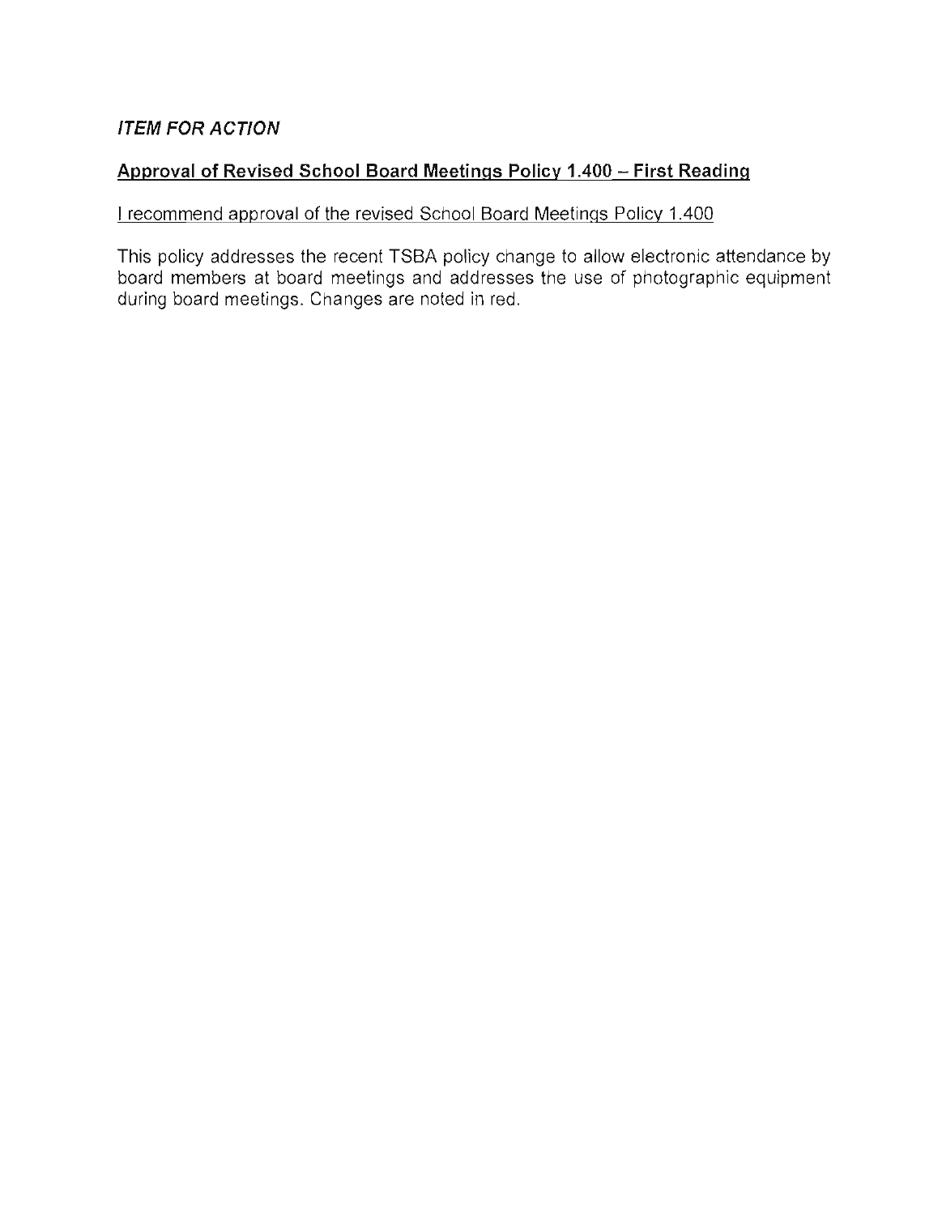***ITEM FOR ACTION***

**Approval of Revised School Board Meetings Policy 1.400 – First Reading**

I recommend approval of the revised School Board Meetings Policy 1.400

This policy addresses the recent TSBA policy change to allow electronic attendance by board members at board meetings and addresses the use of photographic equipment during board meetings. Changes are noted in red.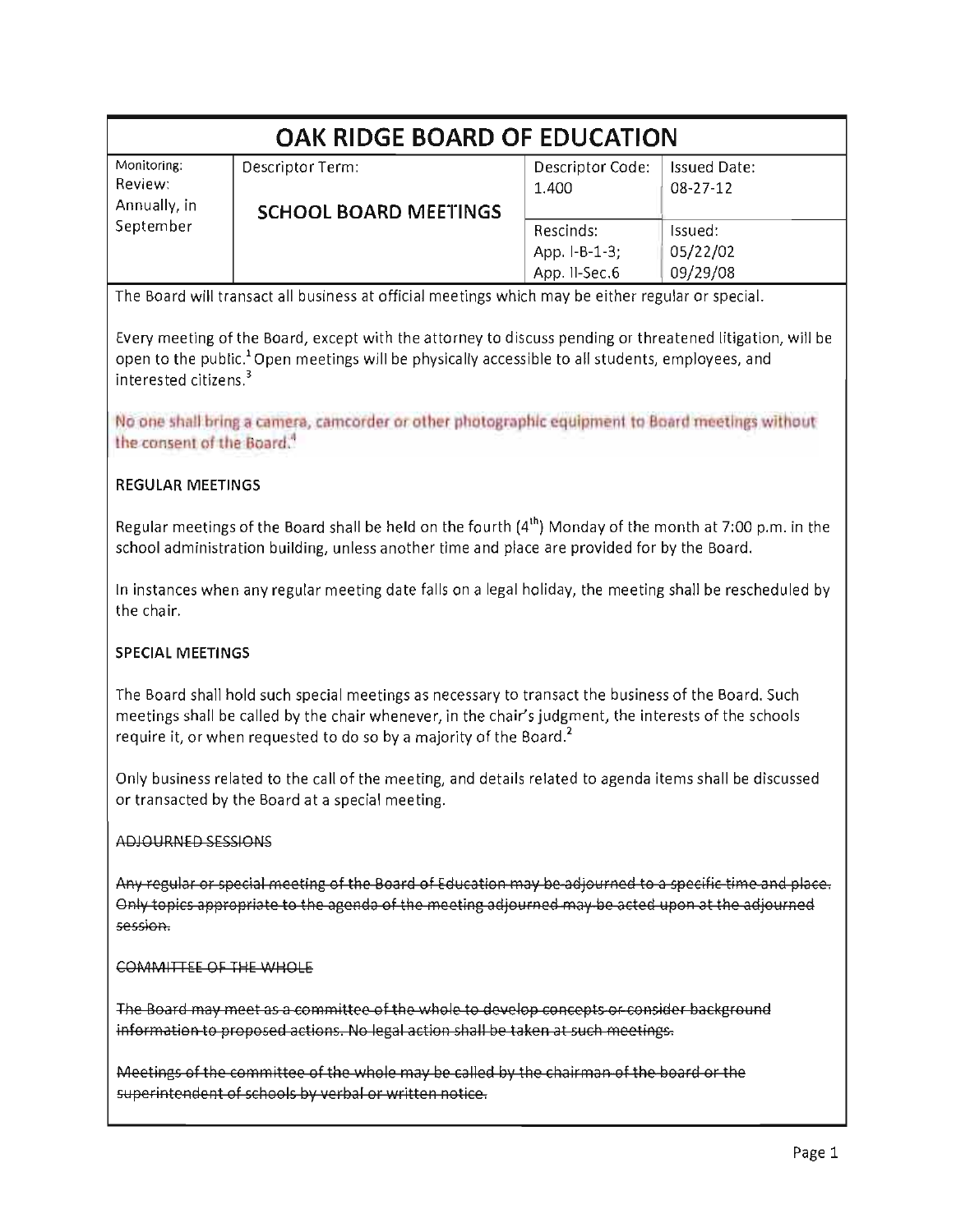# OAK RIDGE BOARD OF EDUCATION

| Monitoring: Review: Annually, in September | Descriptor Term: **SCHOOL BOARD MEETINGS** | Descriptor Code: 1.400 | Issued Date: 08-27-12 |
|---|---|---|---|
| | | Rescinds: App. I-B-1-3; App. II-Sec.6 | Issued: 05/22/02 09/29/08 |

The Board will transact all business at official meetings which may be either regular or special.

Every meeting of the Board, except with the attorney to discuss pending or threatened litigation, will be open to the public.[1] Open meetings will be physically accessible to all students, employees, and interested citizens.[3]

No one shall bring a camera, camcorder or other photographic equipment to Board meetings without the consent of the Board.[4]

## REGULAR MEETINGS

Regular meetings of the Board shall be held on the fourth (4th) Monday of the month at 7:00 p.m. in the school administration building, unless another time and place are provided for by the Board.

In instances when any regular meeting date falls on a legal holiday, the meeting shall be rescheduled by the chair.

## SPECIAL MEETINGS

The Board shall hold such special meetings as necessary to transact the business of the Board. Such meetings shall be called by the chair whenever, in the chair's judgment, the interests of the schools require it, or when requested to do so by a majority of the Board.[2]

Only business related to the call of the meeting, and details related to agenda items shall be discussed or transacted by the Board at a special meeting.

~~ADJOURNED SESSIONS~~

~~Any regular or special meeting of the Board of Education may be adjourned to a specific time and place. Only topics appropriate to the agenda of the meeting adjourned may be acted upon at the adjourned session.~~

~~COMMITTEE OF THE WHOLE~~

~~The Board may meet as a committee of the whole to develop concepts or consider background information to proposed actions. No legal action shall be taken at such meetings.~~

~~Meetings of the committee of the whole may be called by the chairman of the board or the superintendent of schools by verbal or written notice.~~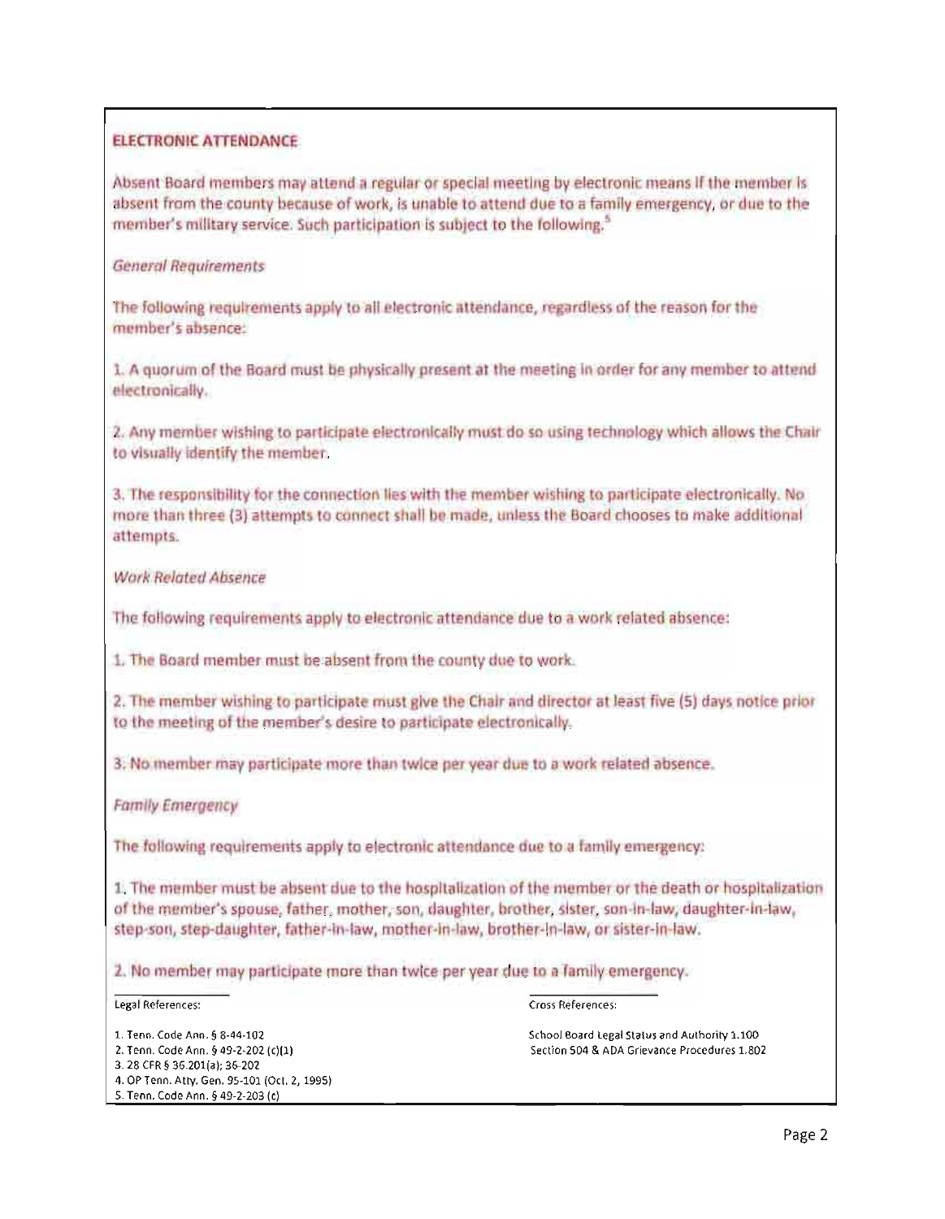## ELECTRONIC ATTENDANCE

Absent Board members may attend a regular or special meeting by electronic means if the member is absent from the county because of work, is unable to attend due to a family emergency, or due to the member's military service. Such participation is subject to the following.[5]

*General Requirements*

The following requirements apply to all electronic attendance, regardless of the reason for the member's absence:

1. A quorum of the Board must be physically present at the meeting in order for any member to attend electronically.

2. Any member wishing to participate electronically must do so using technology which allows the Chair to visually identify the member.

3. The responsibility for the connection lies with the member wishing to participate electronically. No more than three (3) attempts to connect shall be made, unless the Board chooses to make additional attempts.

*Work Related Absence*

The following requirements apply to electronic attendance due to a work related absence:

1. The Board member must be absent from the county due to work.

2. The member wishing to participate must give the Chair and director at least five (5) days notice prior to the meeting of the member's desire to participate electronically.

3. No member may participate more than twice per year due to a work related absence.

*Family Emergency*

The following requirements apply to electronic attendance due to a family emergency:

1. The member must be absent due to the hospitalization of the member or the death or hospitalization of the member's spouse, father, mother, son, daughter, brother, sister, son-in-law, daughter-in-law, step-son, step-daughter, father-in-law, mother-in-law, brother-in-law, or sister-in-law.

2. No member may participate more than twice per year due to a family emergency.

---

Legal References:

1. Tenn. Code Ann. § 8-44-102
2. Tenn. Code Ann. § 49-2-202 (c)(1)
3. 28 CFR § 36.201(a); 36-202
4. OP Tenn. Atty. Gen. 95-101 (Oct. 2, 1995)
5. Tenn. Code Ann. § 49-2-203 (c)

Cross References:

School Board Legal Status and Authority 1.100
Section 504 & ADA Grievance Procedures 1.802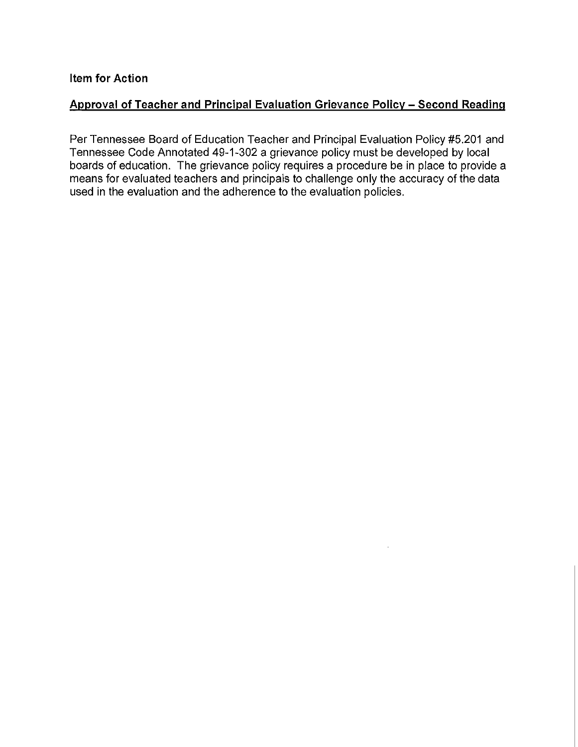**Item for Action**

**Approval of Teacher and Principal Evaluation Grievance Policy – Second Reading**

Per Tennessee Board of Education Teacher and Principal Evaluation Policy #5.201 and Tennessee Code Annotated 49-1-302 a grievance policy must be developed by local boards of education. The grievance policy requires a procedure be in place to provide a means for evaluated teachers and principals to challenge only the accuracy of the data used in the evaluation and the adherence to the evaluation policies.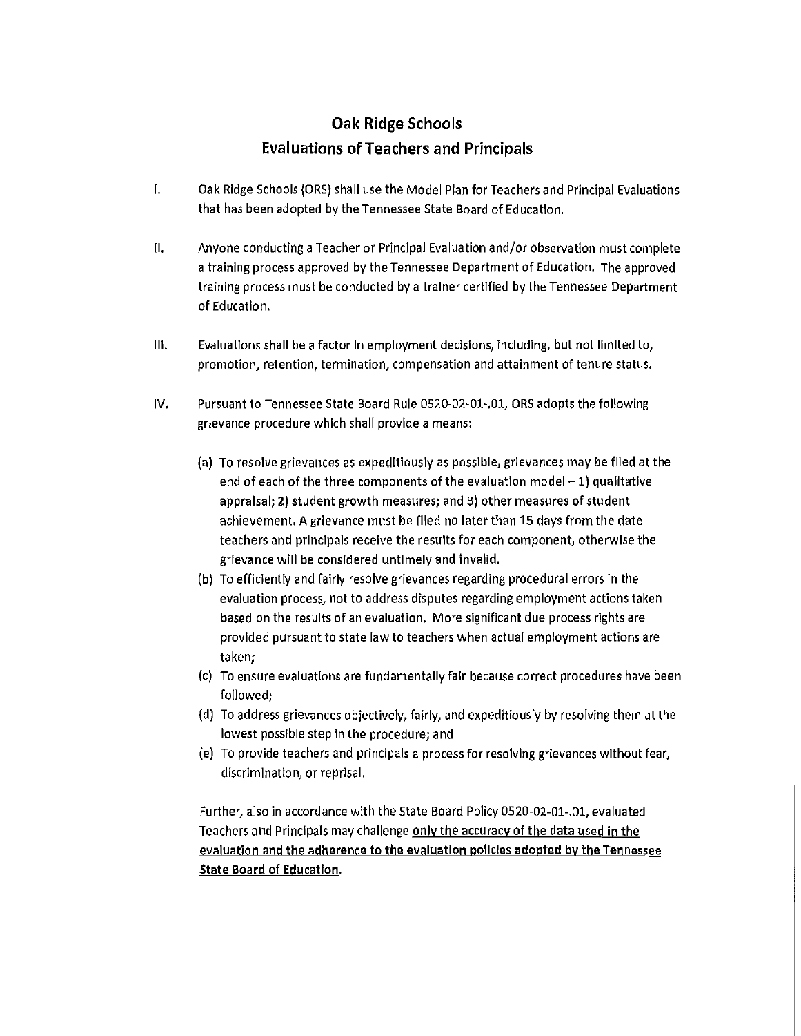# Oak Ridge Schools
## Evaluations of Teachers and Principals

I. Oak Ridge Schools (ORS) shall use the Model Plan for Teachers and Principal Evaluations that has been adopted by the Tennessee State Board of Education.

II. Anyone conducting a Teacher or Principal Evaluation and/or observation must complete a training process approved by the Tennessee Department of Education. The approved training process must be conducted by a trainer certified by the Tennessee Department of Education.

III. Evaluations shall be a factor in employment decisions, including, but not limited to, promotion, retention, termination, compensation and attainment of tenure status.

IV. Pursuant to Tennessee State Board Rule 0520-02-01-.01, ORS adopts the following grievance procedure which shall provide a means:

(a) To resolve grievances as expeditiously as possible, grievances may be filed at the end of each of the three components of the evaluation model – 1) qualitative appraisal; 2) student growth measures; and 3) other measures of student achievement. A grievance must be filed no later than 15 days from the date teachers and principals receive the results for each component, otherwise the grievance will be considered untimely and invalid.

(b) To efficiently and fairly resolve grievances regarding procedural errors in the evaluation process, not to address disputes regarding employment actions taken based on the results of an evaluation. More significant due process rights are provided pursuant to state law to teachers when actual employment actions are taken;

(c) To ensure evaluations are fundamentally fair because correct procedures have been followed;

(d) To address grievances objectively, fairly, and expeditiously by resolving them at the lowest possible step in the procedure; and

(e) To provide teachers and principals a process for resolving grievances without fear, discrimination, or reprisal.

Further, also in accordance with the State Board Policy 0520-02-01-.01, evaluated Teachers and Principals may challenge <u>only the accuracy of the data used in the evaluation and the adherence to the evaluation policies adopted by the Tennessee **State Board of Education**</u>.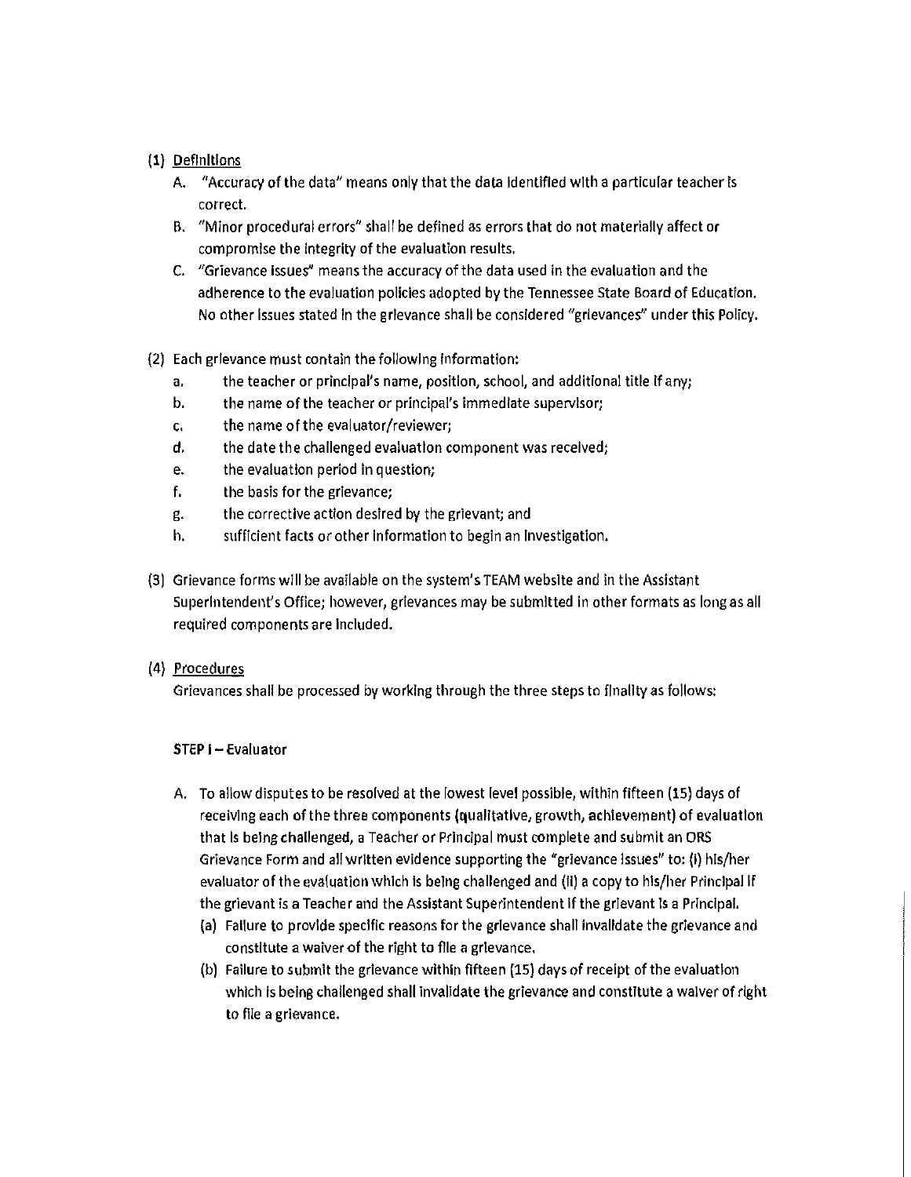(1) <u>Definitions</u>

A. "Accuracy of the data" means only that the data identified with a particular teacher is correct.

B. "Minor procedural errors" shall be defined as errors that do not materially affect or compromise the integrity of the evaluation results.

C. "Grievance issues" means the accuracy of the data used in the evaluation and the adherence to the evaluation policies adopted by the Tennessee State Board of Education. No other issues stated in the grievance shall be considered "grievances" under this Policy.

(2) Each grievance must contain the following information:

a. the teacher or principal's name, position, school, and additional title if any;
b. the name of the teacher or principal's immediate supervisor;
c. the name of the evaluator/reviewer;
d. the date the challenged evaluation component was received;
e. the evaluation period in question;
f. the basis for the grievance;
g. the corrective action desired by the grievant; and
h. sufficient facts or other information to begin an investigation.

(3) Grievance forms will be available on the system's TEAM website and in the Assistant Superintendent's Office; however, grievances may be submitted in other formats as long as all required components are included.

(4) <u>Procedures</u>

Grievances shall be processed by working through the three steps to finality as follows:

**STEP I** – Evaluator

A. To allow disputes to be resolved at the lowest level possible, within fifteen (15) days of receiving each of the three components (qualitative, growth, achievement) of evaluation that is being challenged, a Teacher or Principal must complete and submit an ORS Grievance Form and all written evidence supporting the "grievance issues" to: (i) his/her evaluator of the evaluation which is being challenged and (ii) a copy to his/her Principal if the grievant is a Teacher and the Assistant Superintendent if the grievant is a Principal.

(a) Failure to provide specific reasons for the grievance shall invalidate the grievance and constitute a waiver of the right to file a grievance.

(b) Failure to submit the grievance within fifteen (15) days of receipt of the evaluation which is being challenged shall invalidate the grievance and constitute a waiver of right to file a grievance.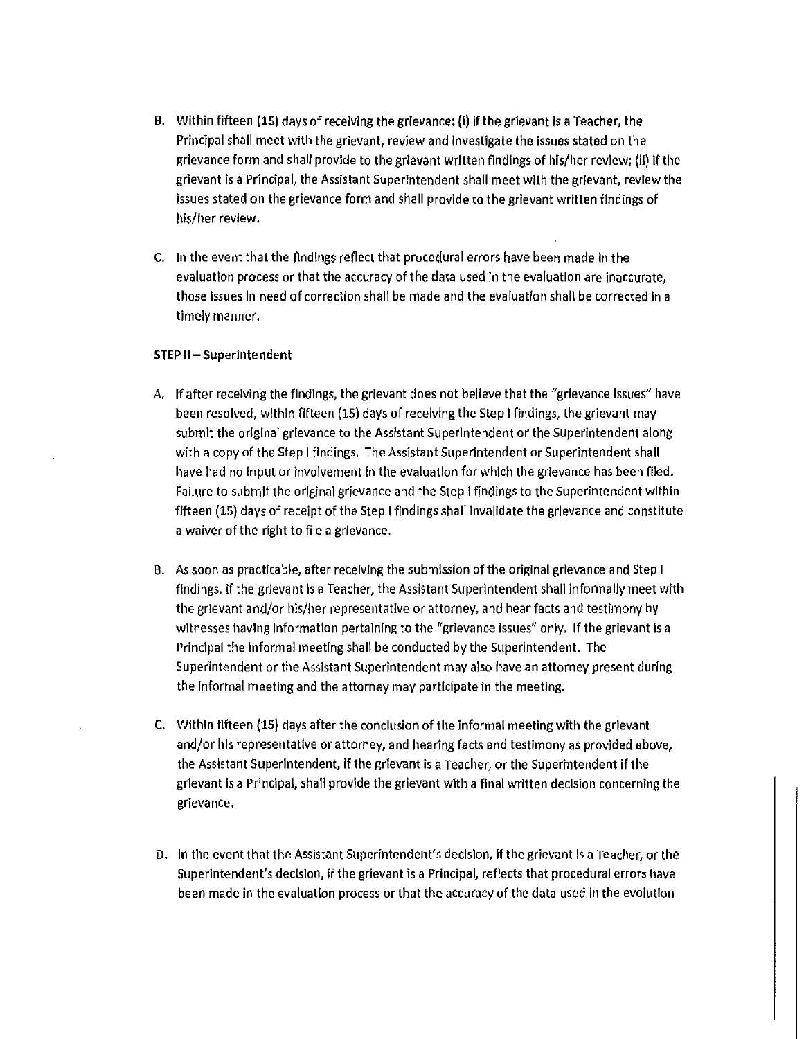B. Within fifteen (15) days of receiving the grievance: (i) if the grievant is a Teacher, the Principal shall meet with the grievant, review and investigate the issues stated on the grievance form and shall provide to the grievant written findings of his/her review; (ii) if the grievant is a Principal, the Assistant Superintendent shall meet with the grievant, review the issues stated on the grievance form and shall provide to the grievant written findings of his/her review.

C. In the event that the findings reflect that procedural errors have been made in the evaluation process or that the accuracy of the data used in the evaluation are inaccurate, those issues in need of correction shall be made and the evaluation shall be corrected in a timely manner.

**STEP II – Superintendent**

A. If after receiving the findings, the grievant does not believe that the "grievance issues" have been resolved, within fifteen (15) days of receiving the Step I findings, the grievant may submit the original grievance to the Assistant Superintendent or the Superintendent along with a copy of the Step I findings. The Assistant Superintendent or Superintendent shall have had no input or involvement in the evaluation for which the grievance has been filed. Failure to submit the original grievance and the Step I findings to the Superintendent within fifteen (15) days of receipt of the Step I findings shall invalidate the grievance and constitute a waiver of the right to file a grievance.

B. As soon as practicable, after receiving the submission of the original grievance and Step I findings, if the grievant is a Teacher, the Assistant Superintendent shall informally meet with the grievant and/or his/her representative or attorney, and hear facts and testimony by witnesses having information pertaining to the "grievance issues" only. If the grievant is a Principal the informal meeting shall be conducted by the Superintendent. The Superintendent or the Assistant Superintendent may also have an attorney present during the informal meeting and the attorney may participate in the meeting.

C. Within fifteen (15) days after the conclusion of the informal meeting with the grievant and/or his representative or attorney, and hearing facts and testimony as provided above, the Assistant Superintendent, if the grievant is a Teacher, or the Superintendent if the grievant is a Principal, shall provide the grievant with a final written decision concerning the grievance.

D. In the event that the Assistant Superintendent's decision, if the grievant is a Teacher, or the Superintendent's decision, if the grievant is a Principal, reflects that procedural errors have been made in the evaluation process or that the accuracy of the data used in the evolution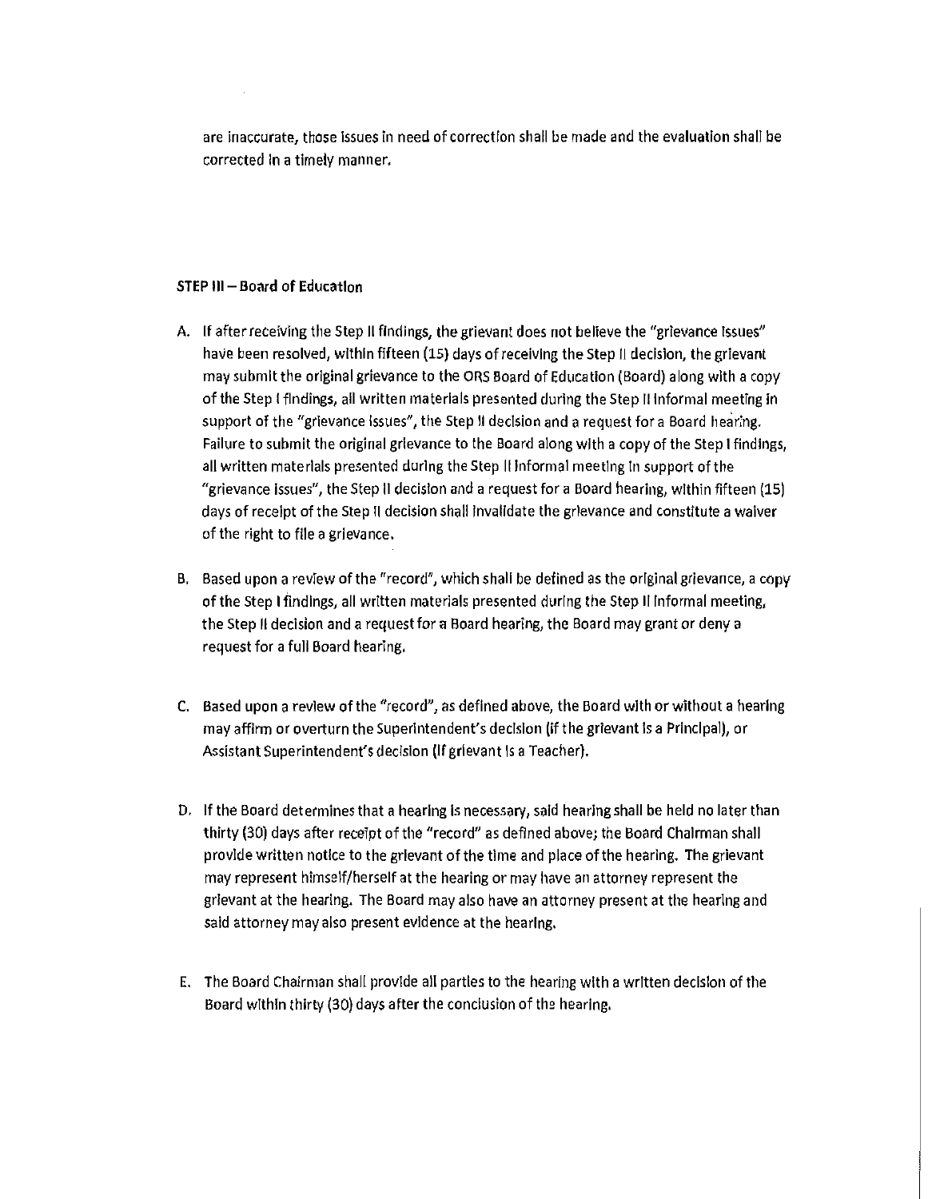are inaccurate, those issues in need of correction shall be made and the evaluation shall be corrected in a timely manner.

**STEP III – Board of Education**

A. If after receiving the Step II findings, the grievant does not believe the "grievance issues" have been resolved, within fifteen (15) days of receiving the Step II decision, the grievant may submit the original grievance to the ORS Board of Education (Board) along with a copy of the Step I findings, all written materials presented during the Step II informal meeting in support of the "grievance issues", the Step II decision and a request for a Board hearing. Failure to submit the original grievance to the Board along with a copy of the Step I findings, all written materials presented during the Step II informal meeting in support of the "grievance issues", the Step II decision and a request for a Board hearing, within fifteen (15) days of receipt of the Step II decision shall invalidate the grievance and constitute a waiver of the right to file a grievance.

B. Based upon a review of the "record", which shall be defined as the original grievance, a copy of the Step I findings, all written materials presented during the Step II informal meeting, the Step II decision and a request for a Board hearing, the Board may grant or deny a request for a full Board hearing.

C. Based upon a review of the "record", as defined above, the Board with or without a hearing may affirm or overturn the Superintendent's decision (if the grievant is a Principal), or Assistant Superintendent's decision (if grievant is a Teacher).

D. If the Board determines that a hearing is necessary, said hearing shall be held no later than thirty (30) days after receipt of the "record" as defined above; the Board Chairman shall provide written notice to the grievant of the time and place of the hearing. The grievant may represent himself/herself at the hearing or may have an attorney represent the grievant at the hearing. The Board may also have an attorney present at the hearing and said attorney may also present evidence at the hearing.

E. The Board Chairman shall provide all parties to the hearing with a written decision of the Board within thirty (30) days after the conclusion of the hearing.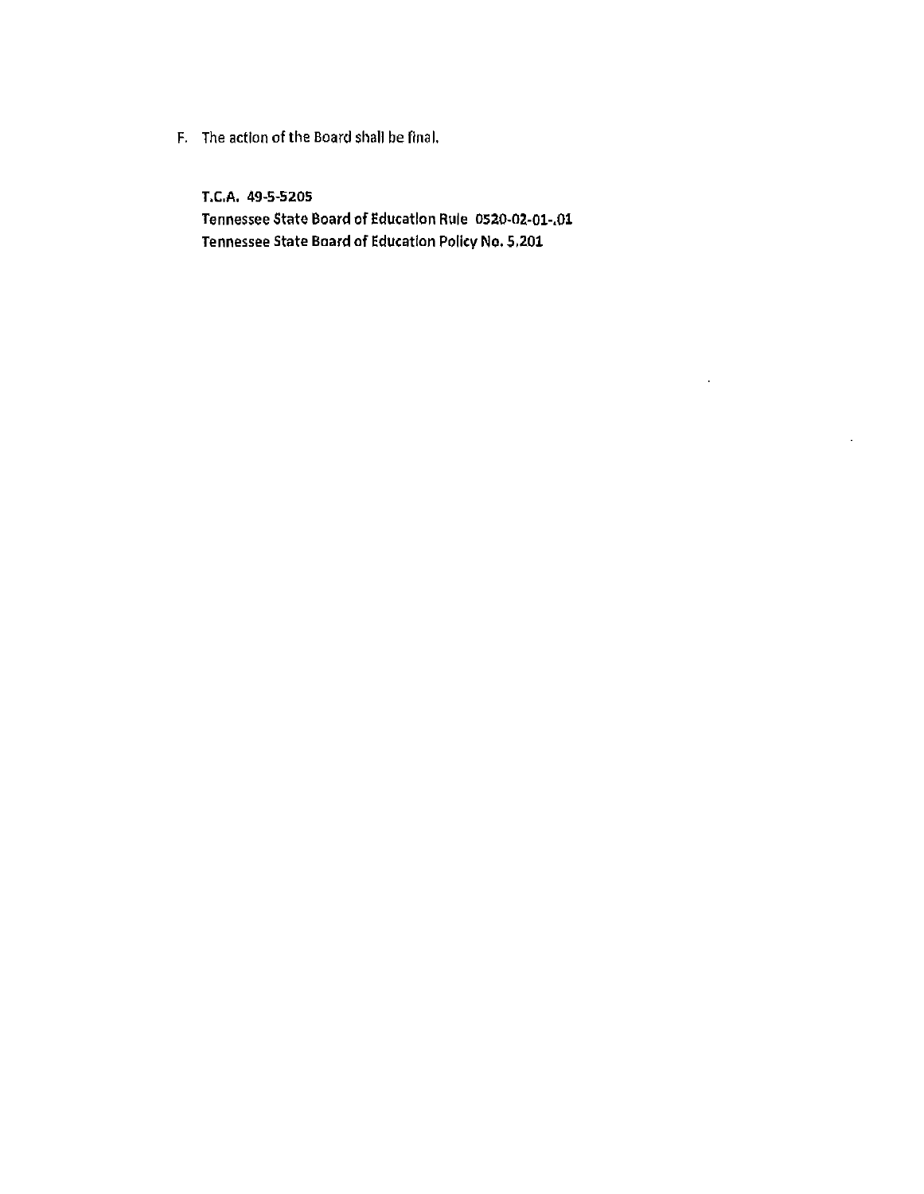F. The action of the Board shall be final.

**T.C.A. 49-5-5205**
**Tennessee State Board of Education Rule 0520-02-01-.01**
**Tennessee State Board of Education Policy No. 5.201**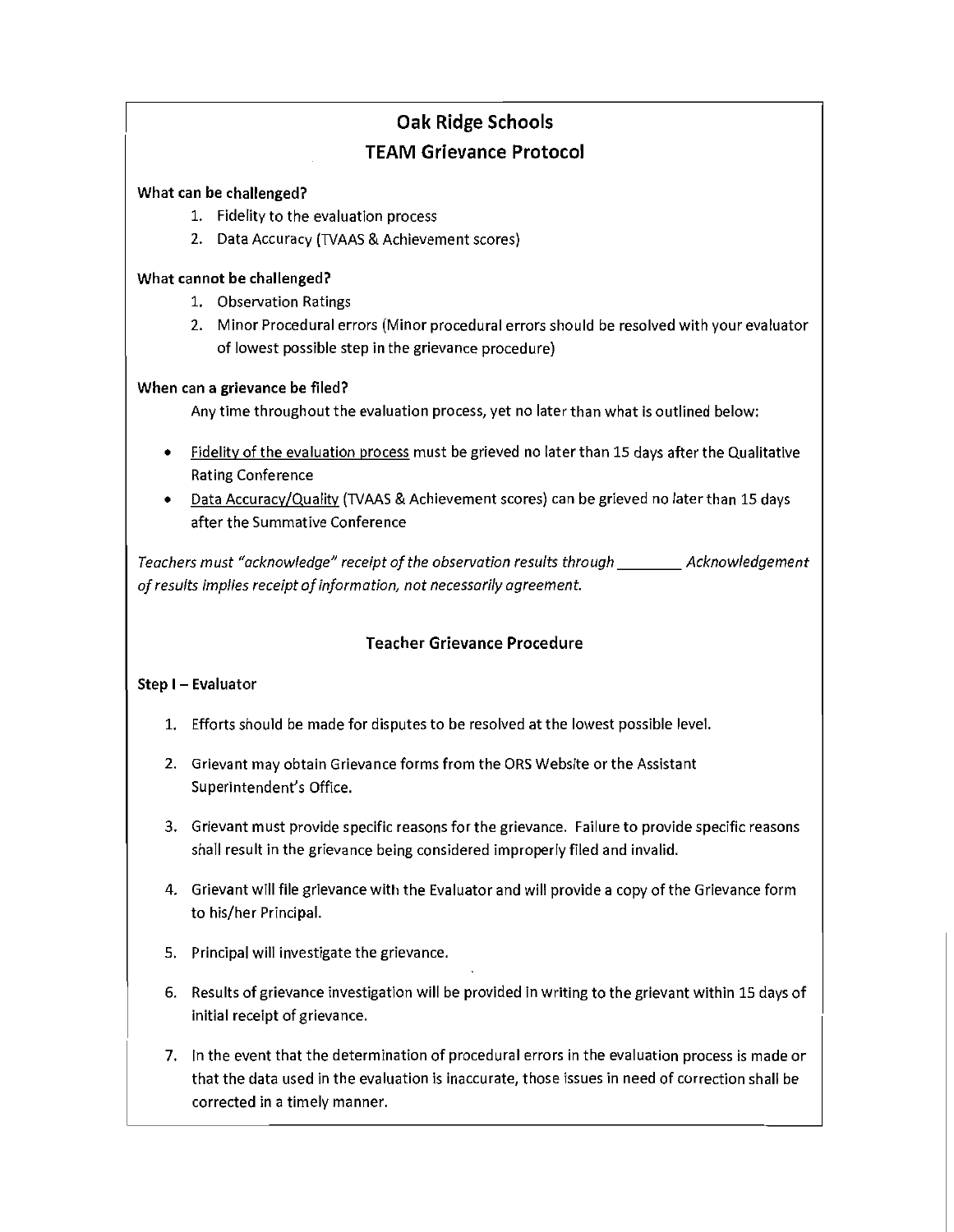# Oak Ridge Schools
## TEAM Grievance Protocol

**What can be challenged?**

1. Fidelity to the evaluation process
2. Data Accuracy (TVAAS & Achievement scores)

**What cannot be challenged?**

1. Observation Ratings
2. Minor Procedural errors (Minor procedural errors should be resolved with your evaluator of lowest possible step in the grievance procedure)

**When can a grievance be filed?**

Any time throughout the evaluation process, yet no later than what is outlined below:

- Fidelity of the evaluation process must be grieved no later than 15 days after the Qualitative Rating Conference
- Data Accuracy/Quality (TVAAS & Achievement scores) can be grieved no later than 15 days after the Summative Conference

*Teachers must "acknowledge" receipt of the observation results through ________ Acknowledgement of results implies receipt of information, not necessarily agreement.*

### Teacher Grievance Procedure

**Step I – Evaluator**

1. Efforts should be made for disputes to be resolved at the lowest possible level.
2. Grievant may obtain Grievance forms from the ORS Website or the Assistant Superintendent's Office.
3. Grievant must provide specific reasons for the grievance. Failure to provide specific reasons shall result in the grievance being considered improperly filed and invalid.
4. Grievant will file grievance with the Evaluator and will provide a copy of the Grievance form to his/her Principal.
5. Principal will investigate the grievance.
6. Results of grievance investigation will be provided in writing to the grievant within 15 days of initial receipt of grievance.
7. In the event that the determination of procedural errors in the evaluation process is made or that the data used in the evaluation is inaccurate, those issues in need of correction shall be corrected in a timely manner.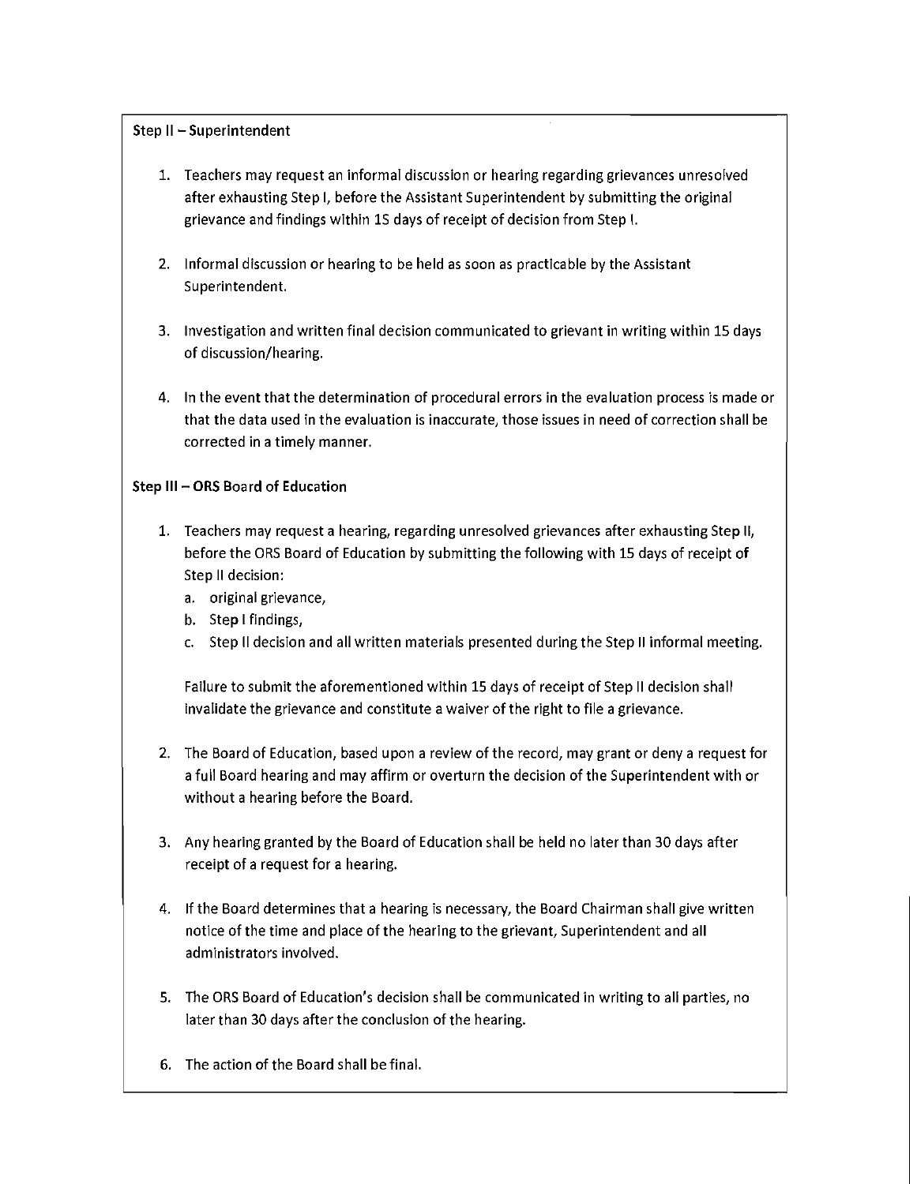**Step II – Superintendent**

1. Teachers may request an informal discussion or hearing regarding grievances unresolved after exhausting Step I, before the Assistant Superintendent by submitting the original grievance and findings within 15 days of receipt of decision from Step I.

2. Informal discussion or hearing to be held as soon as practicable by the Assistant Superintendent.

3. Investigation and written final decision communicated to grievant in writing within 15 days of discussion/hearing.

4. In the event that the determination of procedural errors in the evaluation process is made or that the data used in the evaluation is inaccurate, those issues in need of correction shall be corrected in a timely manner.

**Step III – ORS Board of Education**

1. Teachers may request a hearing, regarding unresolved grievances after exhausting Step II, before the ORS Board of Education by submitting the following with 15 days of receipt of Step II decision:
   a. original grievance,
   b. Step I findings,
   c. Step II decision and all written materials presented during the Step II informal meeting.

   Failure to submit the aforementioned within 15 days of receipt of Step II decision shall invalidate the grievance and constitute a waiver of the right to file a grievance.

2. The Board of Education, based upon a review of the record, may grant or deny a request for a full Board hearing and may affirm or overturn the decision of the Superintendent with or without a hearing before the Board.

3. Any hearing granted by the Board of Education shall be held no later than 30 days after receipt of a request for a hearing.

4. If the Board determines that a hearing is necessary, the Board Chairman shall give written notice of the time and place of the hearing to the grievant, Superintendent and all administrators involved.

5. The ORS Board of Education's decision shall be communicated in writing to all parties, no later than 30 days after the conclusion of the hearing.

6. The action of the Board shall be final.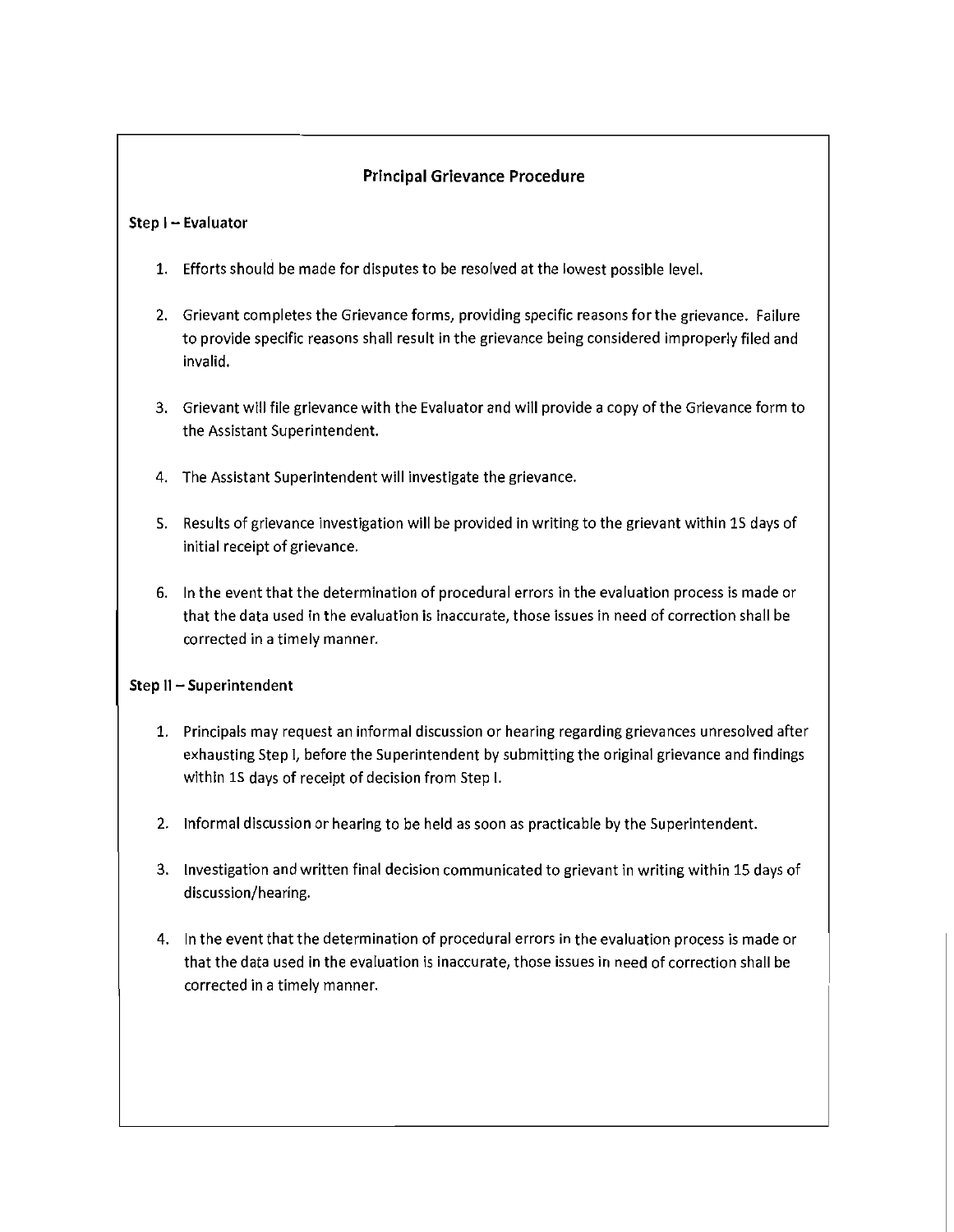## Principal Grievance Procedure

**Step I – Evaluator**

1. Efforts should be made for disputes to be resolved at the lowest possible level.

2. Grievant completes the Grievance forms, providing specific reasons for the grievance. Failure to provide specific reasons shall result in the grievance being considered improperly filed and invalid.

3. Grievant will file grievance with the Evaluator and will provide a copy of the Grievance form to the Assistant Superintendent.

4. The Assistant Superintendent will investigate the grievance.

5. Results of grievance investigation will be provided in writing to the grievant within 15 days of initial receipt of grievance.

6. In the event that the determination of procedural errors in the evaluation process is made or that the data used in the evaluation is inaccurate, those issues in need of correction shall be corrected in a timely manner.

**Step II – Superintendent**

1. Principals may request an informal discussion or hearing regarding grievances unresolved after exhausting Step I, before the Superintendent by submitting the original grievance and findings within 15 days of receipt of decision from Step I.

2. Informal discussion or hearing to be held as soon as practicable by the Superintendent.

3. Investigation and written final decision communicated to grievant in writing within 15 days of discussion/hearing.

4. In the event that the determination of procedural errors in the evaluation process is made or that the data used in the evaluation is inaccurate, those issues in need of correction shall be corrected in a timely manner.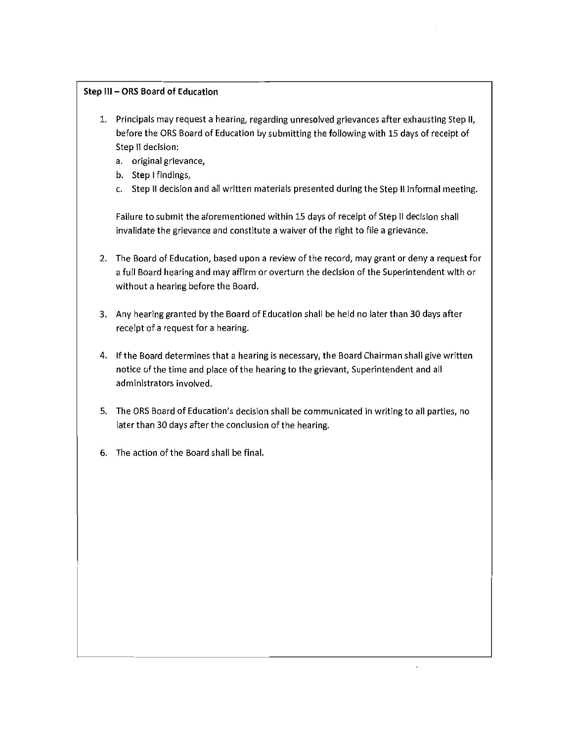**Step III – ORS Board of Education**

1. Principals may request a hearing, regarding unresolved grievances after exhausting Step II, before the ORS Board of Education by submitting the following with 15 days of receipt of Step II decision:
   a. original grievance,
   b. Step I findings,
   c. Step II decision and all written materials presented during the Step II informal meeting.

   Failure to submit the aforementioned within 15 days of receipt of Step II decision shall invalidate the grievance and constitute a waiver of the right to file a grievance.

2. The Board of Education, based upon a review of the record, may grant or deny a request for a full Board hearing and may affirm or overturn the decision of the Superintendent with or without a hearing before the Board.

3. Any hearing granted by the Board of Education shall be held no later than 30 days after receipt of a request for a hearing.

4. If the Board determines that a hearing is necessary, the Board Chairman shall give written notice of the time and place of the hearing to the grievant, Superintendent and all administrators involved.

5. The ORS Board of Education's decision shall be communicated in writing to all parties, no later than 30 days after the conclusion of the hearing.

6. The action of the Board shall be final.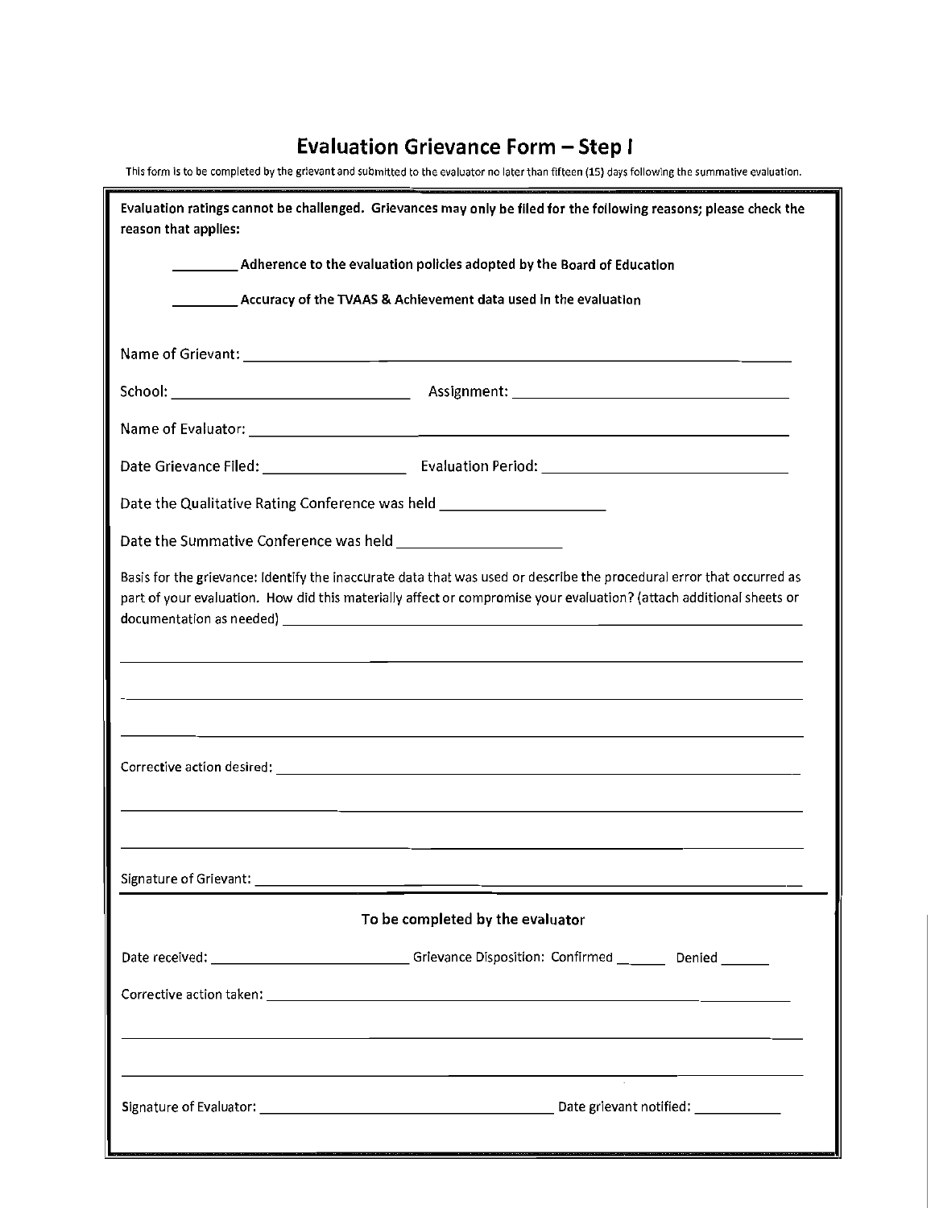# Evaluation Grievance Form – Step I

This form is to be completed by the grievant and submitted to the evaluator no later than fifteen (15) days following the summative evaluation.

**Evaluation ratings cannot be challenged. Grievances may only be filed for the following reasons; please check the reason that applies:**

_________ **Adherence to the evaluation policies adopted by the Board of Education**

_________ **Accuracy of the TVAAS & Achievement data used in the evaluation**

Name of Grievant: ____________________________________________

School: ______________________ Assignment: ______________________

Name of Evaluator: ____________________________________________

Date Grievance Filed: ______________ Evaluation Period: ______________________

Date the Qualitative Rating Conference was held ________________

Date the Summative Conference was held ________________

Basis for the grievance: Identify the inaccurate data that was used or describe the procedural error that occurred as part of your evaluation. How did this materially affect or compromise your evaluation? (attach additional sheets or documentation as needed) ____________________________________________

____________________________________________

____________________________________________

____________________________________________

Corrective action desired: ____________________________________________

____________________________________________

____________________________________________

Signature of Grievant: ____________________________________________

**To be completed by the evaluator**

Date received: ______________________ Grievance Disposition: Confirmed ______ Denied ______

Corrective action taken: ____________________________________________

____________________________________________

____________________________________________

Signature of Evaluator: ______________________________ Date grievant notified: __________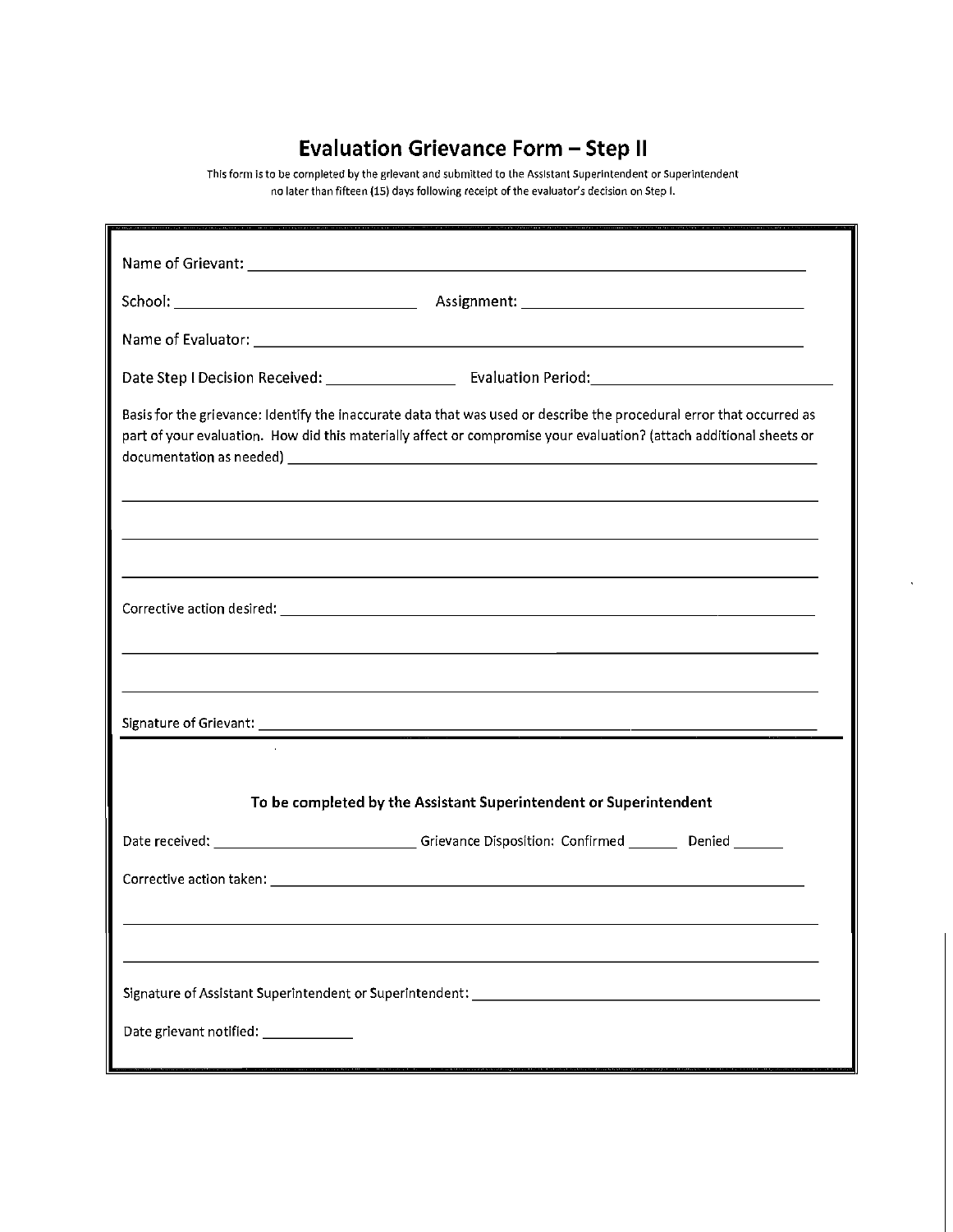# Evaluation Grievance Form – Step II

This form is to be completed by the grievant and submitted to the Assistant Superintendent or Superintendent no later than fifteen (15) days following receipt of the evaluator's decision on Step I.

Name of Grievant: ______________________________________________

School: ______________________ Assignment: ______________________

Name of Evaluator: ______________________________________________

Date Step I Decision Received: ____________ Evaluation Period: ____________________

Basis for the grievance: Identify the inaccurate data that was used or describe the procedural error that occurred as part of your evaluation. How did this materially affect or compromise your evaluation? (attach additional sheets or documentation as needed) ______________________________________________

______________________________________________

______________________________________________

______________________________________________

Corrective action desired: ______________________________________________

______________________________________________

______________________________________________

Signature of Grievant: ______________________________________________

**To be completed by the Assistant Superintendent or Superintendent**

Date received: ____________________ Grievance Disposition: Confirmed _______ Denied _______

Corrective action taken: ______________________________________________

______________________________________________

______________________________________________

Signature of Assistant Superintendent or Superintendent: ______________________________

Date grievant notified: ____________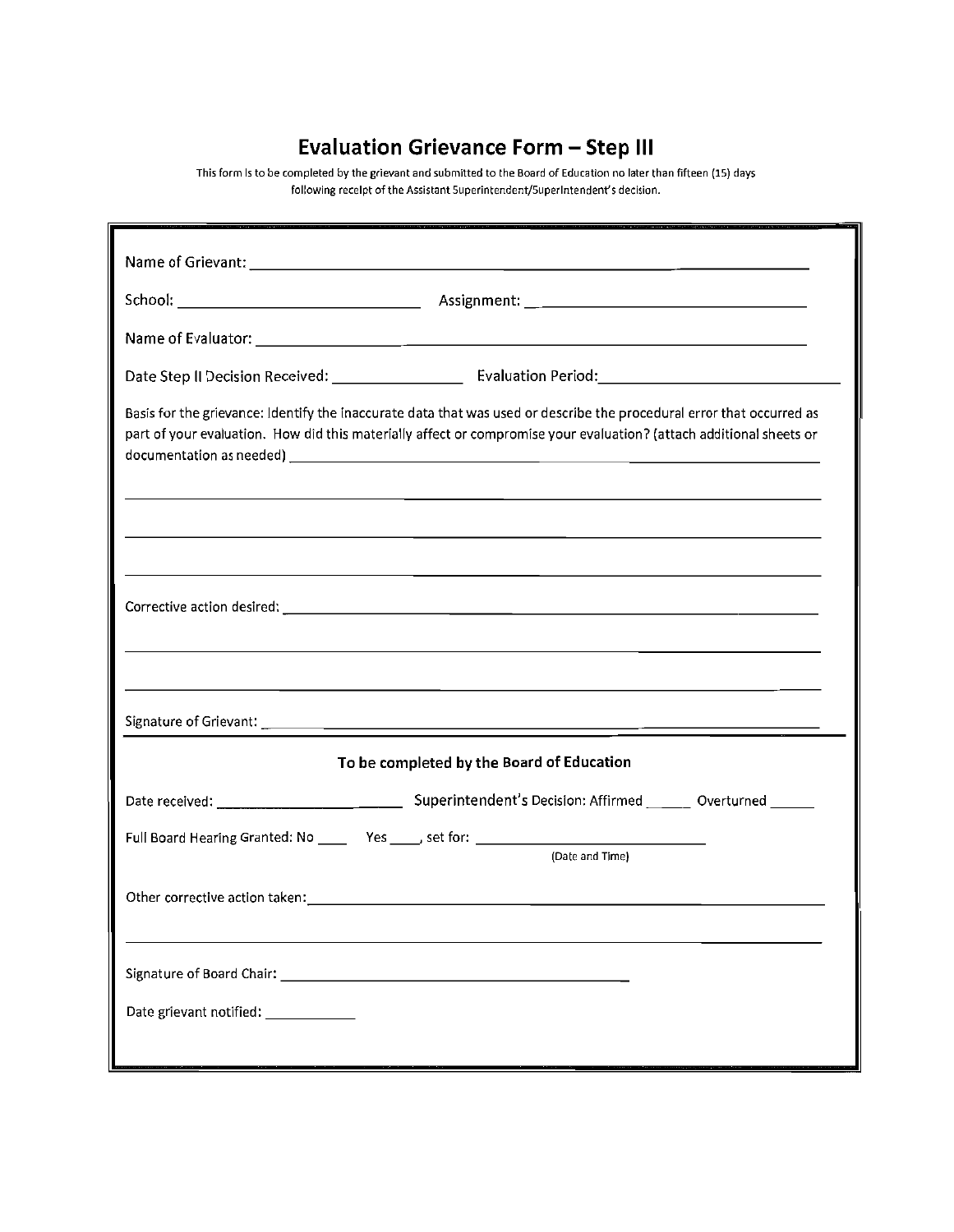# Evaluation Grievance Form – Step III

This form is to be completed by the grievant and submitted to the Board of Education no later than fifteen (15) days following receipt of the Assistant Superintendent/Superintendent's decision.

Name of Grievant: ______________________________________________

School: ____________________ Assignment: ____________________

Name of Evaluator: ______________________________________________

Date Step II Decision Received: ______________ Evaluation Period: ____________________

Basis for the grievance: Identify the inaccurate data that was used or describe the procedural error that occurred as part of your evaluation. How did this materially affect or compromise your evaluation? (attach additional sheets or documentation as needed) ______________________________________________

______________________________________________

______________________________________________

______________________________________________

Corrective action desired: ______________________________________________

______________________________________________

______________________________________________

Signature of Grievant: ______________________________________________

**To be completed by the Board of Education**

Date received: ____________________ Superintendent's Decision: Affirmed ______ Overturned ______

Full Board Hearing Granted: No ____ Yes ____, set for: ____________________
(Date and Time)

Other corrective action taken: ______________________________________________

______________________________________________

Signature of Board Chair: ______________________________________________

Date grievant notified: ____________